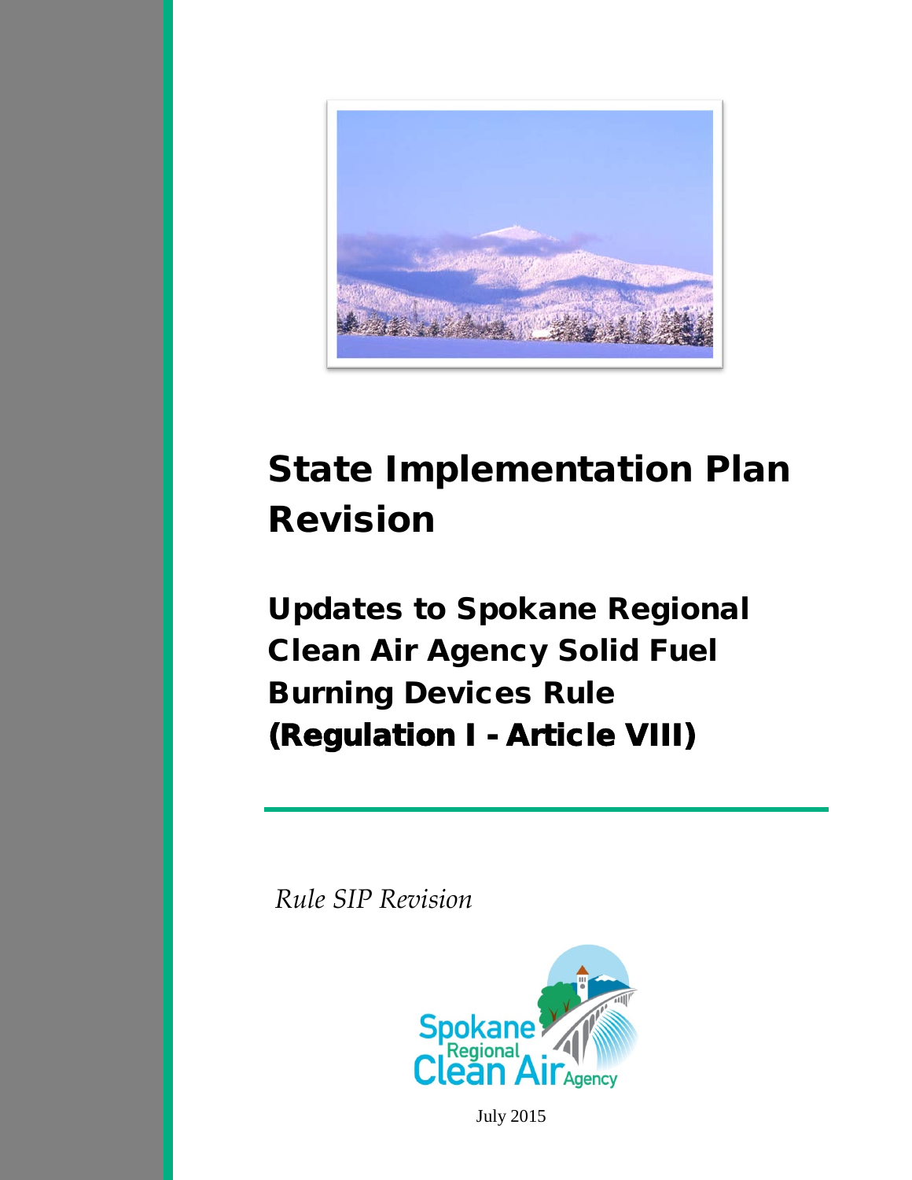# State Implementation Plan Revision

## Updates to Spokane Regional Clean Air Agency Solid Fuel Burning Devices Rule (Regulation I - Article VIII)

*Rule SIP Revision*

Spokane Regional Clean Air Agency

July 2015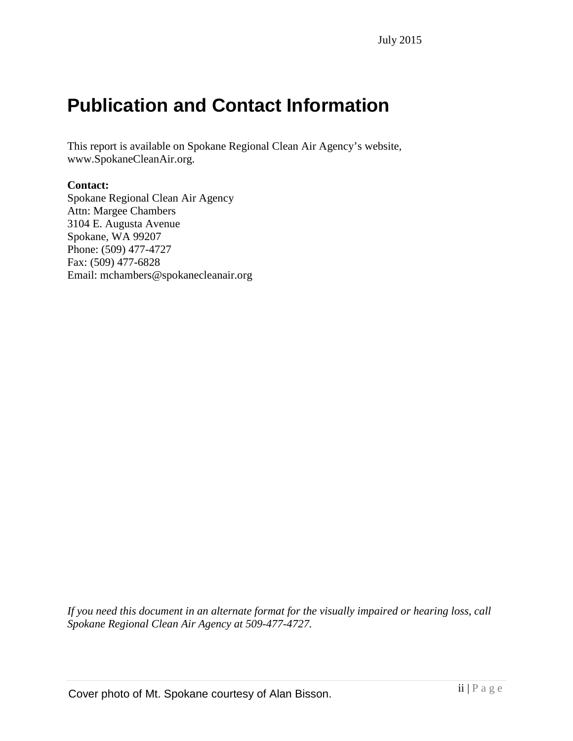July 2015

# Publication and Contact Information

This report is available on Spokane Regional Clean Air Agency's website, www.SpokaneCleanAir.org.

**Contact:**
Spokane Regional Clean Air Agency
Attn: Margee Chambers
3104 E. Augusta Avenue
Spokane, WA 99207
Phone: (509) 477-4727
Fax: (509) 477-6828
Email: mchambers@spokanecleanair.org

*If you need this document in an alternate format for the visually impaired or hearing loss, call Spokane Regional Clean Air Agency at 509-477-4727.*

Cover photo of Mt. Spokane courtesy of Alan Bisson.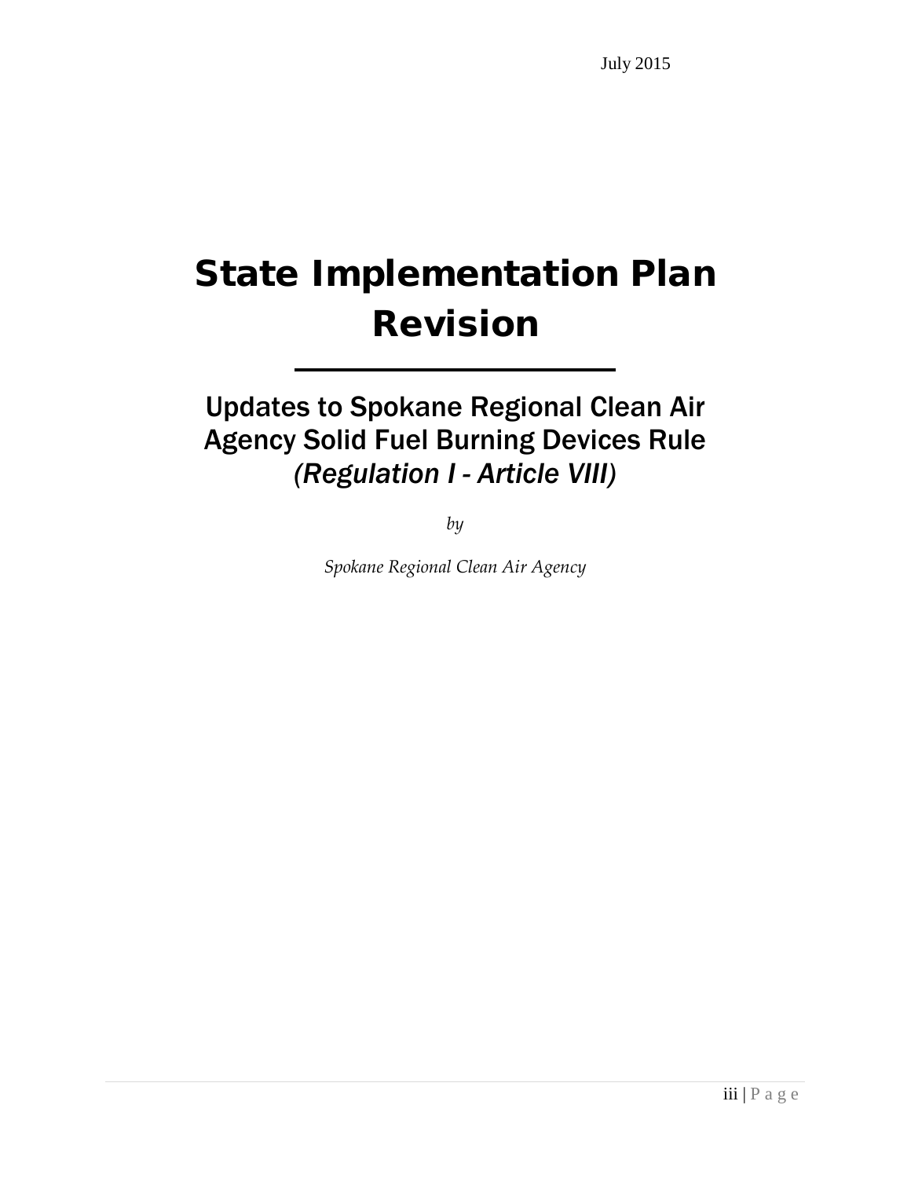July 2015

# State Implementation Plan Revision

---

## Updates to Spokane Regional Clean Air Agency Solid Fuel Burning Devices Rule *(Regulation I - Article VIII)*

*by*

*Spokane Regional Clean Air Agency*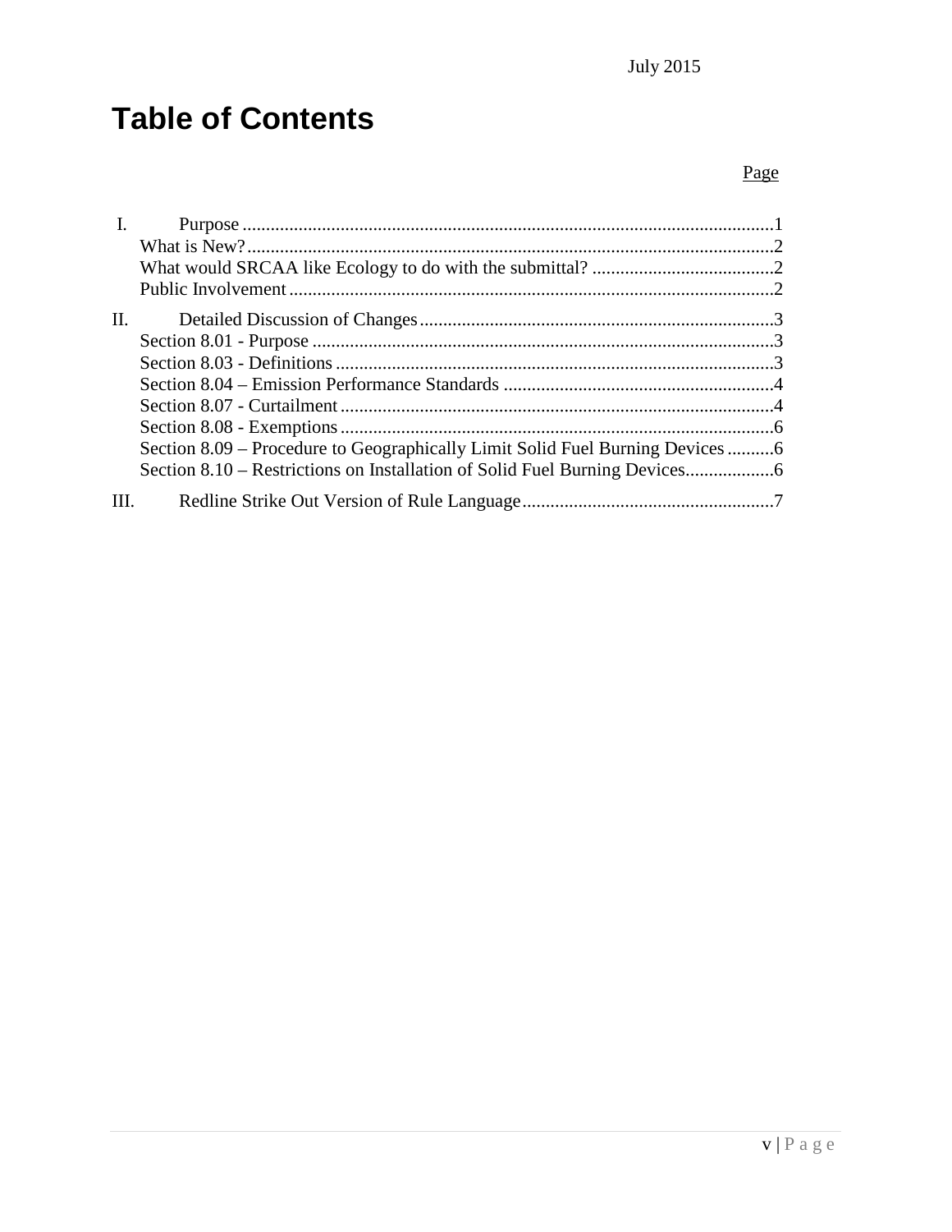July 2015

# Table of Contents

Page

- I. Purpose .......... 1
  - What is New? .......... 2
  - What would SRCAA like Ecology to do with the submittal? .......... 2
  - Public Involvement .......... 2
- II. Detailed Discussion of Changes .......... 3
  - Section 8.01 - Purpose .......... 3
  - Section 8.03 - Definitions .......... 3
  - Section 8.04 – Emission Performance Standards .......... 4
  - Section 8.07 - Curtailment .......... 4
  - Section 8.08 - Exemptions .......... 6
  - Section 8.09 – Procedure to Geographically Limit Solid Fuel Burning Devices .......... 6
  - Section 8.10 – Restrictions on Installation of Solid Fuel Burning Devices .......... 6
- III. Redline Strike Out Version of Rule Language .......... 7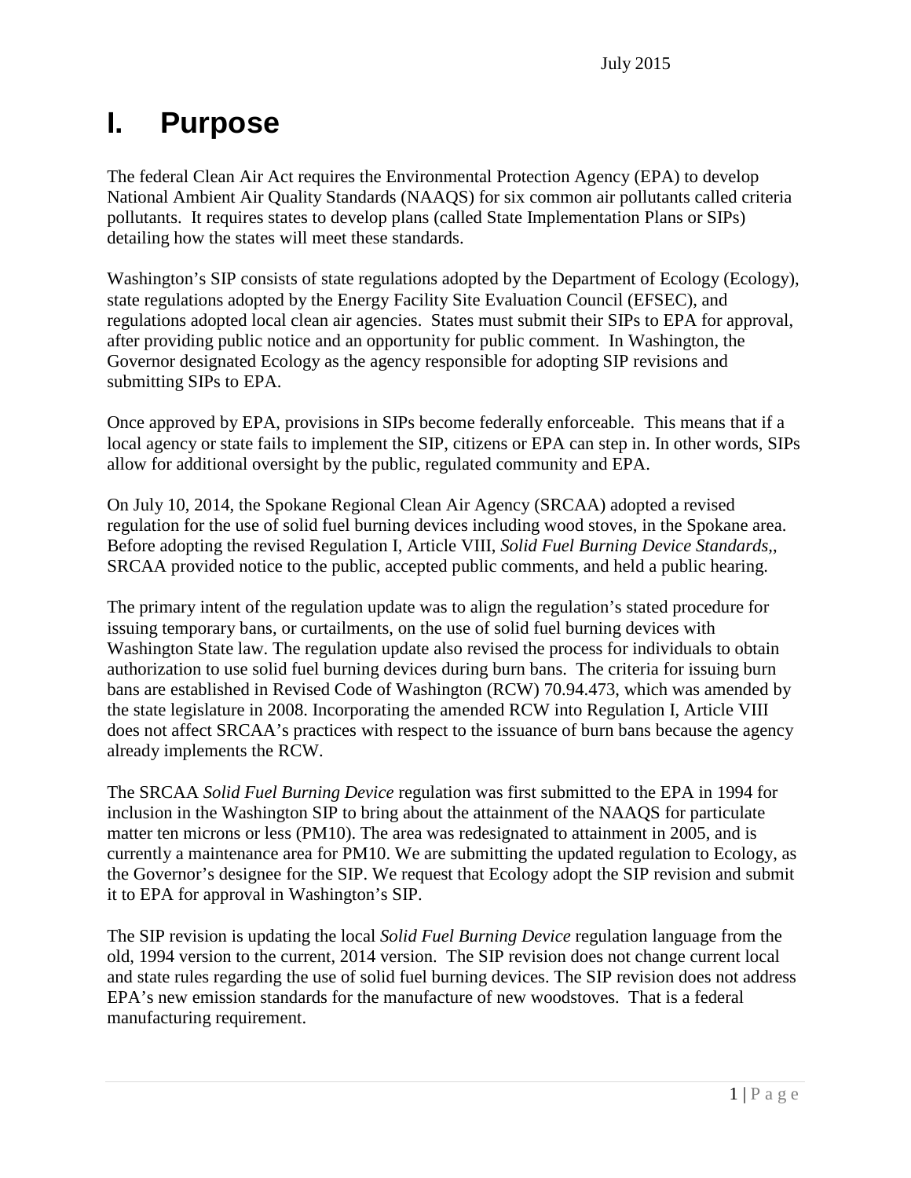July 2015

# I. Purpose

The federal Clean Air Act requires the Environmental Protection Agency (EPA) to develop National Ambient Air Quality Standards (NAAQS) for six common air pollutants called criteria pollutants. It requires states to develop plans (called State Implementation Plans or SIPs) detailing how the states will meet these standards.

Washington's SIP consists of state regulations adopted by the Department of Ecology (Ecology), state regulations adopted by the Energy Facility Site Evaluation Council (EFSEC), and regulations adopted local clean air agencies. States must submit their SIPs to EPA for approval, after providing public notice and an opportunity for public comment. In Washington, the Governor designated Ecology as the agency responsible for adopting SIP revisions and submitting SIPs to EPA.

Once approved by EPA, provisions in SIPs become federally enforceable. This means that if a local agency or state fails to implement the SIP, citizens or EPA can step in. In other words, SIPs allow for additional oversight by the public, regulated community and EPA.

On July 10, 2014, the Spokane Regional Clean Air Agency (SRCAA) adopted a revised regulation for the use of solid fuel burning devices including wood stoves, in the Spokane area. Before adopting the revised Regulation I, Article VIII, *Solid Fuel Burning Device Standards*,, SRCAA provided notice to the public, accepted public comments, and held a public hearing.

The primary intent of the regulation update was to align the regulation's stated procedure for issuing temporary bans, or curtailments, on the use of solid fuel burning devices with Washington State law. The regulation update also revised the process for individuals to obtain authorization to use solid fuel burning devices during burn bans. The criteria for issuing burn bans are established in Revised Code of Washington (RCW) 70.94.473, which was amended by the state legislature in 2008. Incorporating the amended RCW into Regulation I, Article VIII does not affect SRCAA's practices with respect to the issuance of burn bans because the agency already implements the RCW.

The SRCAA *Solid Fuel Burning Device* regulation was first submitted to the EPA in 1994 for inclusion in the Washington SIP to bring about the attainment of the NAAQS for particulate matter ten microns or less (PM10). The area was redesignated to attainment in 2005, and is currently a maintenance area for PM10. We are submitting the updated regulation to Ecology, as the Governor's designee for the SIP. We request that Ecology adopt the SIP revision and submit it to EPA for approval in Washington's SIP.

The SIP revision is updating the local *Solid Fuel Burning Device* regulation language from the old, 1994 version to the current, 2014 version. The SIP revision does not change current local and state rules regarding the use of solid fuel burning devices. The SIP revision does not address EPA's new emission standards for the manufacture of new woodstoves. That is a federal manufacturing requirement.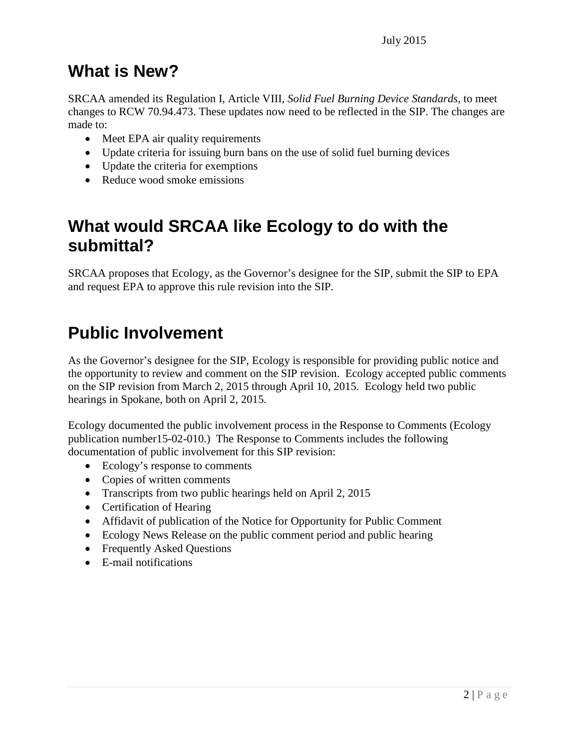July 2015

## What is New?

SRCAA amended its Regulation I, Article VIII, *Solid Fuel Burning Device Standards*, to meet changes to RCW 70.94.473. These updates now need to be reflected in the SIP. The changes are made to:

- Meet EPA air quality requirements
- Update criteria for issuing burn bans on the use of solid fuel burning devices
- Update the criteria for exemptions
- Reduce wood smoke emissions

## What would SRCAA like Ecology to do with the submittal?

SRCAA proposes that Ecology, as the Governor's designee for the SIP, submit the SIP to EPA and request EPA to approve this rule revision into the SIP.

## Public Involvement

As the Governor's designee for the SIP, Ecology is responsible for providing public notice and the opportunity to review and comment on the SIP revision. Ecology accepted public comments on the SIP revision from March 2, 2015 through April 10, 2015. Ecology held two public hearings in Spokane, both on April 2, 2015.

Ecology documented the public involvement process in the Response to Comments (Ecology publication number15-02-010.) The Response to Comments includes the following documentation of public involvement for this SIP revision:

- Ecology's response to comments
- Copies of written comments
- Transcripts from two public hearings held on April 2, 2015
- Certification of Hearing
- Affidavit of publication of the Notice for Opportunity for Public Comment
- Ecology News Release on the public comment period and public hearing
- Frequently Asked Questions
- E-mail notifications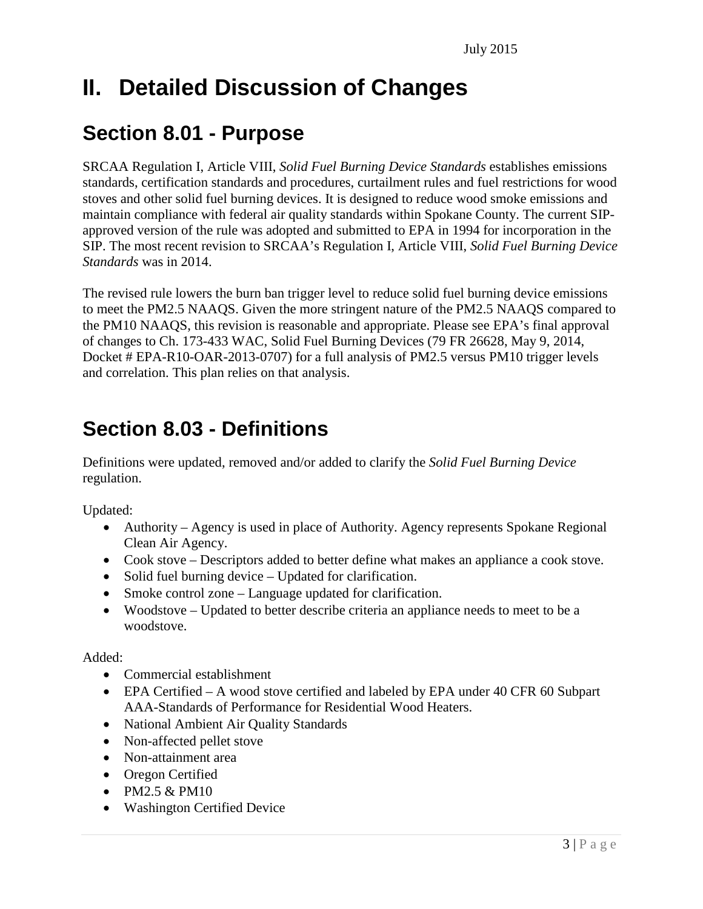# II. Detailed Discussion of Changes

## Section 8.01 - Purpose

SRCAA Regulation I, Article VIII, *Solid Fuel Burning Device Standards* establishes emissions standards, certification standards and procedures, curtailment rules and fuel restrictions for wood stoves and other solid fuel burning devices. It is designed to reduce wood smoke emissions and maintain compliance with federal air quality standards within Spokane County. The current SIP-approved version of the rule was adopted and submitted to EPA in 1994 for incorporation in the SIP. The most recent revision to SRCAA's Regulation I, Article VIII, *Solid Fuel Burning Device Standards* was in 2014.

The revised rule lowers the burn ban trigger level to reduce solid fuel burning device emissions to meet the PM2.5 NAAQS. Given the more stringent nature of the PM2.5 NAAQS compared to the PM10 NAAQS, this revision is reasonable and appropriate. Please see EPA's final approval of changes to Ch. 173-433 WAC, Solid Fuel Burning Devices (79 FR 26628, May 9, 2014, Docket # EPA-R10-OAR-2013-0707) for a full analysis of PM2.5 versus PM10 trigger levels and correlation. This plan relies on that analysis.

## Section 8.03 - Definitions

Definitions were updated, removed and/or added to clarify the *Solid Fuel Burning Device* regulation.

Updated:

- Authority – Agency is used in place of Authority. Agency represents Spokane Regional Clean Air Agency.
- Cook stove – Descriptors added to better define what makes an appliance a cook stove.
- Solid fuel burning device – Updated for clarification.
- Smoke control zone – Language updated for clarification.
- Woodstove – Updated to better describe criteria an appliance needs to meet to be a woodstove.

Added:

- Commercial establishment
- EPA Certified – A wood stove certified and labeled by EPA under 40 CFR 60 Subpart AAA-Standards of Performance for Residential Wood Heaters.
- National Ambient Air Quality Standards
- Non-affected pellet stove
- Non-attainment area
- Oregon Certified
- PM2.5 & PM10
- Washington Certified Device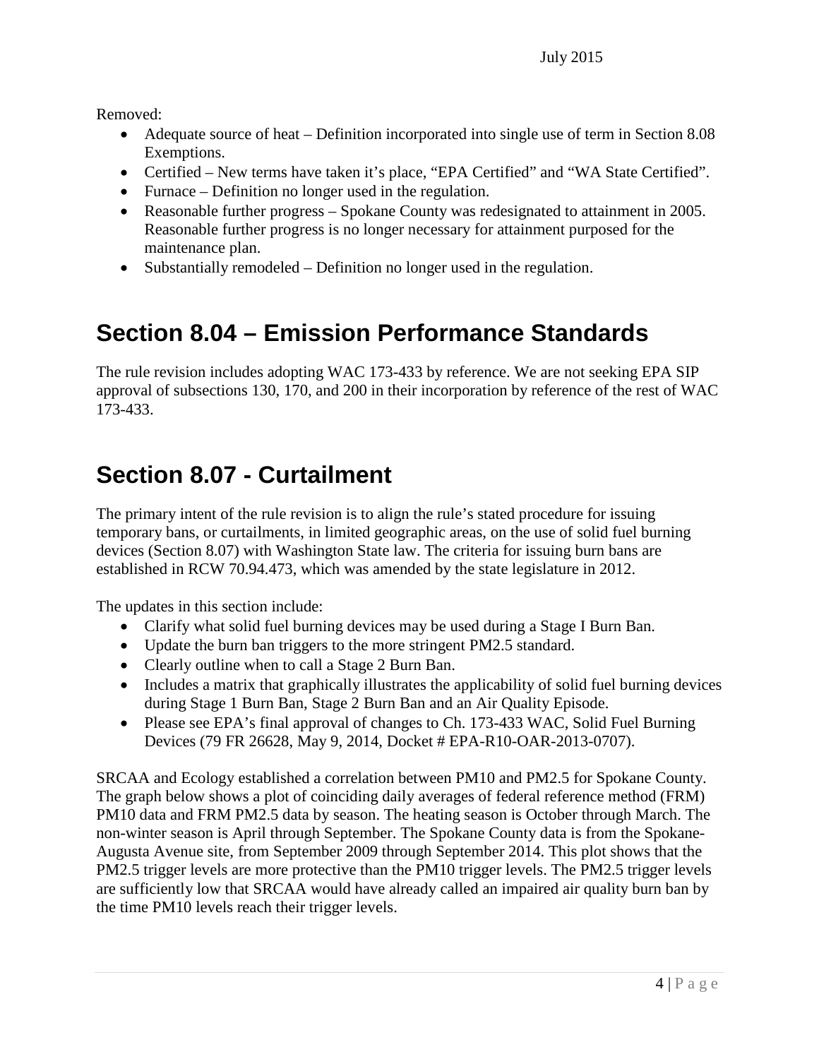Removed:

- Adequate source of heat – Definition incorporated into single use of term in Section 8.08 Exemptions.
- Certified – New terms have taken it's place, "EPA Certified" and "WA State Certified".
- Furnace – Definition no longer used in the regulation.
- Reasonable further progress – Spokane County was redesignated to attainment in 2005. Reasonable further progress is no longer necessary for attainment purposed for the maintenance plan.
- Substantially remodeled – Definition no longer used in the regulation.

# Section 8.04 – Emission Performance Standards

The rule revision includes adopting WAC 173-433 by reference. We are not seeking EPA SIP approval of subsections 130, 170, and 200 in their incorporation by reference of the rest of WAC 173-433.

# Section 8.07 - Curtailment

The primary intent of the rule revision is to align the rule's stated procedure for issuing temporary bans, or curtailments, in limited geographic areas, on the use of solid fuel burning devices (Section 8.07) with Washington State law. The criteria for issuing burn bans are established in RCW 70.94.473, which was amended by the state legislature in 2012.

The updates in this section include:

- Clarify what solid fuel burning devices may be used during a Stage I Burn Ban.
- Update the burn ban triggers to the more stringent PM2.5 standard.
- Clearly outline when to call a Stage 2 Burn Ban.
- Includes a matrix that graphically illustrates the applicability of solid fuel burning devices during Stage 1 Burn Ban, Stage 2 Burn Ban and an Air Quality Episode.
- Please see EPA's final approval of changes to Ch. 173-433 WAC, Solid Fuel Burning Devices (79 FR 26628, May 9, 2014, Docket # EPA-R10-OAR-2013-0707).

SRCAA and Ecology established a correlation between PM10 and PM2.5 for Spokane County. The graph below shows a plot of coinciding daily averages of federal reference method (FRM) PM10 data and FRM PM2.5 data by season. The heating season is October through March. The non-winter season is April through September. The Spokane County data is from the Spokane-Augusta Avenue site, from September 2009 through September 2014. This plot shows that the PM2.5 trigger levels are more protective than the PM10 trigger levels. The PM2.5 trigger levels are sufficiently low that SRCAA would have already called an impaired air quality burn ban by the time PM10 levels reach their trigger levels.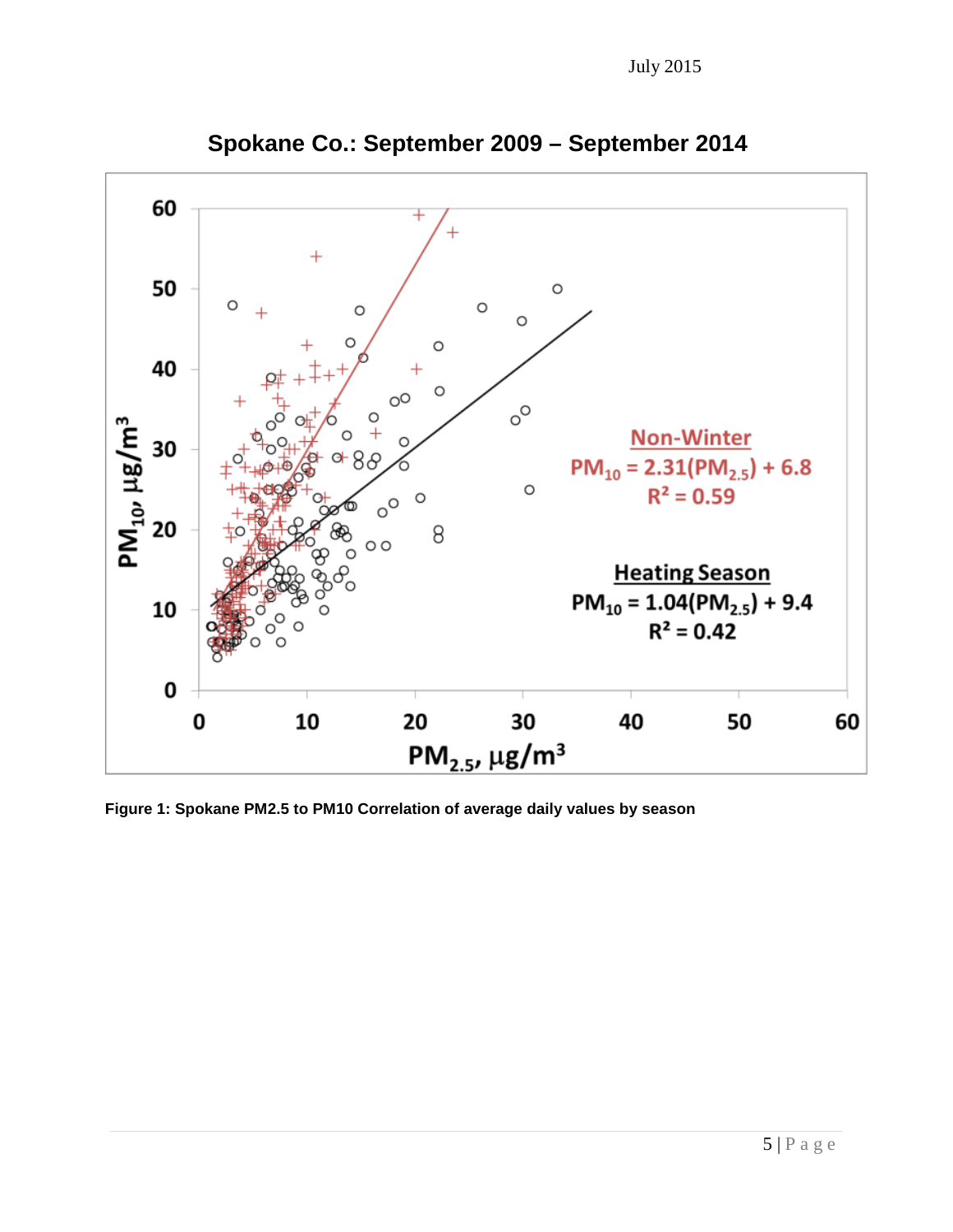**Spokane Co.: September 2009 – September 2014**

**Non-Winter**
$PM_{10} = 2.31(PM_{2.5}) + 6.8$
$R^2 = 0.59$

**Heating Season**
$PM_{10} = 1.04(PM_{2.5}) + 9.4$
$R^2 = 0.42$

**Figure 1: Spokane PM2.5 to PM10 Correlation of average daily values by season**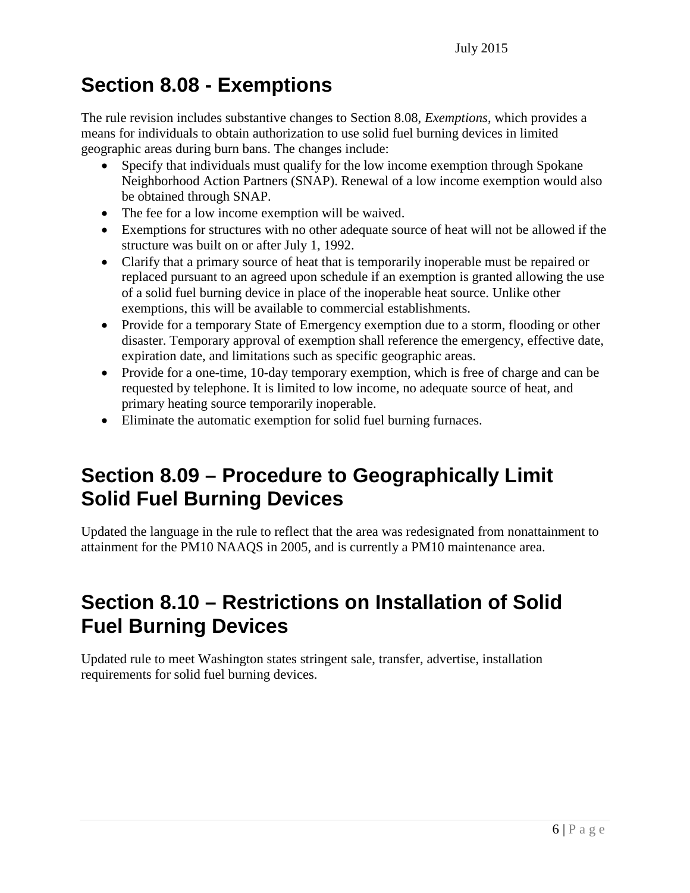# Section 8.08 - Exemptions

The rule revision includes substantive changes to Section 8.08, *Exemptions*, which provides a means for individuals to obtain authorization to use solid fuel burning devices in limited geographic areas during burn bans. The changes include:

- Specify that individuals must qualify for the low income exemption through Spokane Neighborhood Action Partners (SNAP). Renewal of a low income exemption would also be obtained through SNAP.
- The fee for a low income exemption will be waived.
- Exemptions for structures with no other adequate source of heat will not be allowed if the structure was built on or after July 1, 1992.
- Clarify that a primary source of heat that is temporarily inoperable must be repaired or replaced pursuant to an agreed upon schedule if an exemption is granted allowing the use of a solid fuel burning device in place of the inoperable heat source. Unlike other exemptions, this will be available to commercial establishments.
- Provide for a temporary State of Emergency exemption due to a storm, flooding or other disaster. Temporary approval of exemption shall reference the emergency, effective date, expiration date, and limitations such as specific geographic areas.
- Provide for a one-time, 10-day temporary exemption, which is free of charge and can be requested by telephone. It is limited to low income, no adequate source of heat, and primary heating source temporarily inoperable.
- Eliminate the automatic exemption for solid fuel burning furnaces.

# Section 8.09 – Procedure to Geographically Limit Solid Fuel Burning Devices

Updated the language in the rule to reflect that the area was redesignated from nonattainment to attainment for the PM10 NAAQS in 2005, and is currently a PM10 maintenance area.

# Section 8.10 – Restrictions on Installation of Solid Fuel Burning Devices

Updated rule to meet Washington states stringent sale, transfer, advertise, installation requirements for solid fuel burning devices.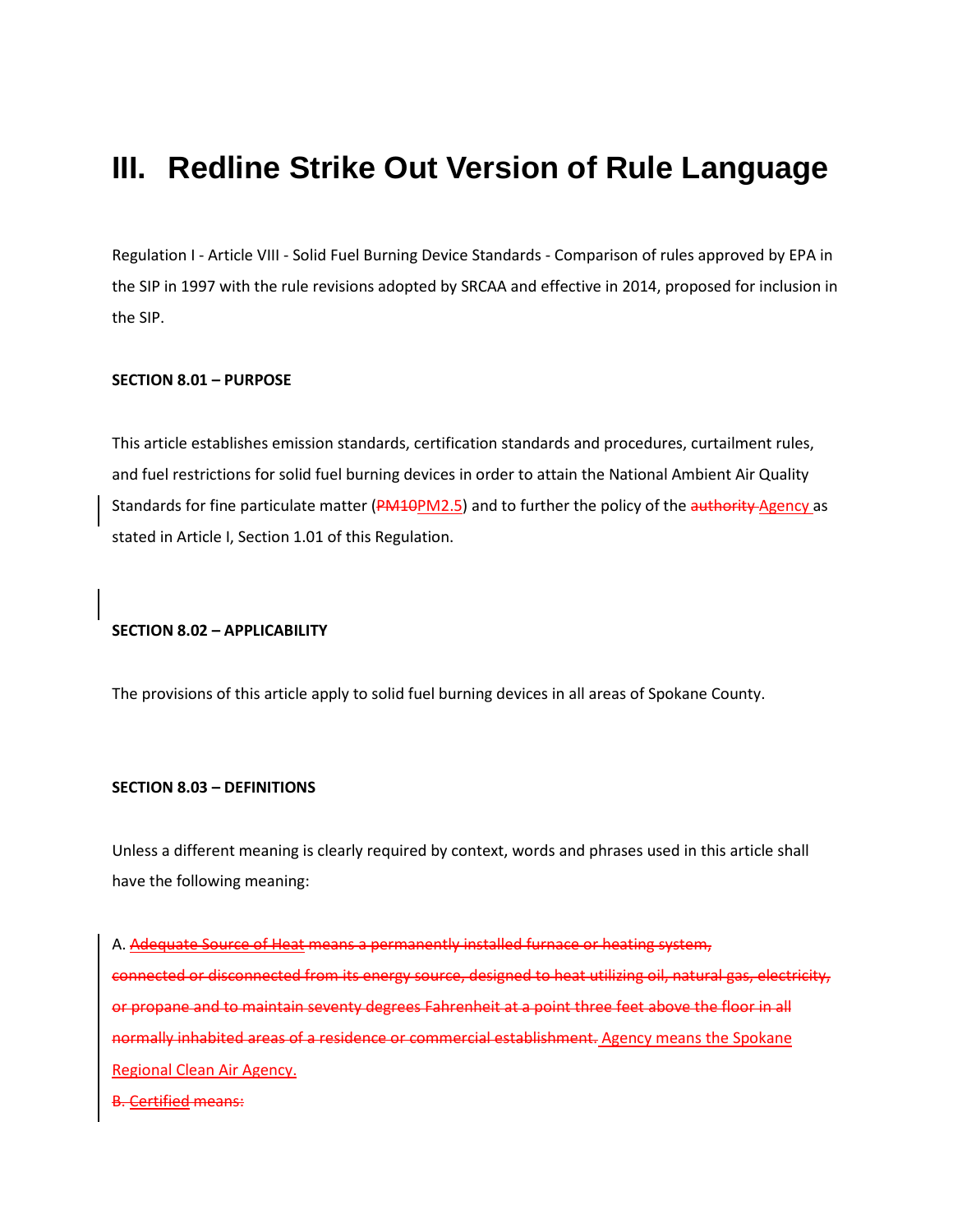# III. Redline Strike Out Version of Rule Language

Regulation I - Article VIII - Solid Fuel Burning Device Standards - Comparison of rules approved by EPA in the SIP in 1997 with the rule revisions adopted by SRCAA and effective in 2014, proposed for inclusion in the SIP.

**SECTION 8.01 – PURPOSE**

This article establishes emission standards, certification standards and procedures, curtailment rules, and fuel restrictions for solid fuel burning devices in order to attain the National Ambient Air Quality Standards for fine particulate matter (~~PM10~~PM2.5) and to further the policy of the ~~authority~~ Agency as stated in Article I, Section 1.01 of this Regulation.

**SECTION 8.02 – APPLICABILITY**

The provisions of this article apply to solid fuel burning devices in all areas of Spokane County.

**SECTION 8.03 – DEFINITIONS**

Unless a different meaning is clearly required by context, words and phrases used in this article shall have the following meaning:

A. ~~Adequate Source of Heat means a permanently installed furnace or heating system, connected or disconnected from its energy source, designed to heat utilizing oil, natural gas, electricity, or propane and to maintain seventy degrees Fahrenheit at a point three feet above the floor in all normally inhabited areas of a residence or commercial establishment.~~ Agency means the Spokane Regional Clean Air Agency.

~~B. Certified means:~~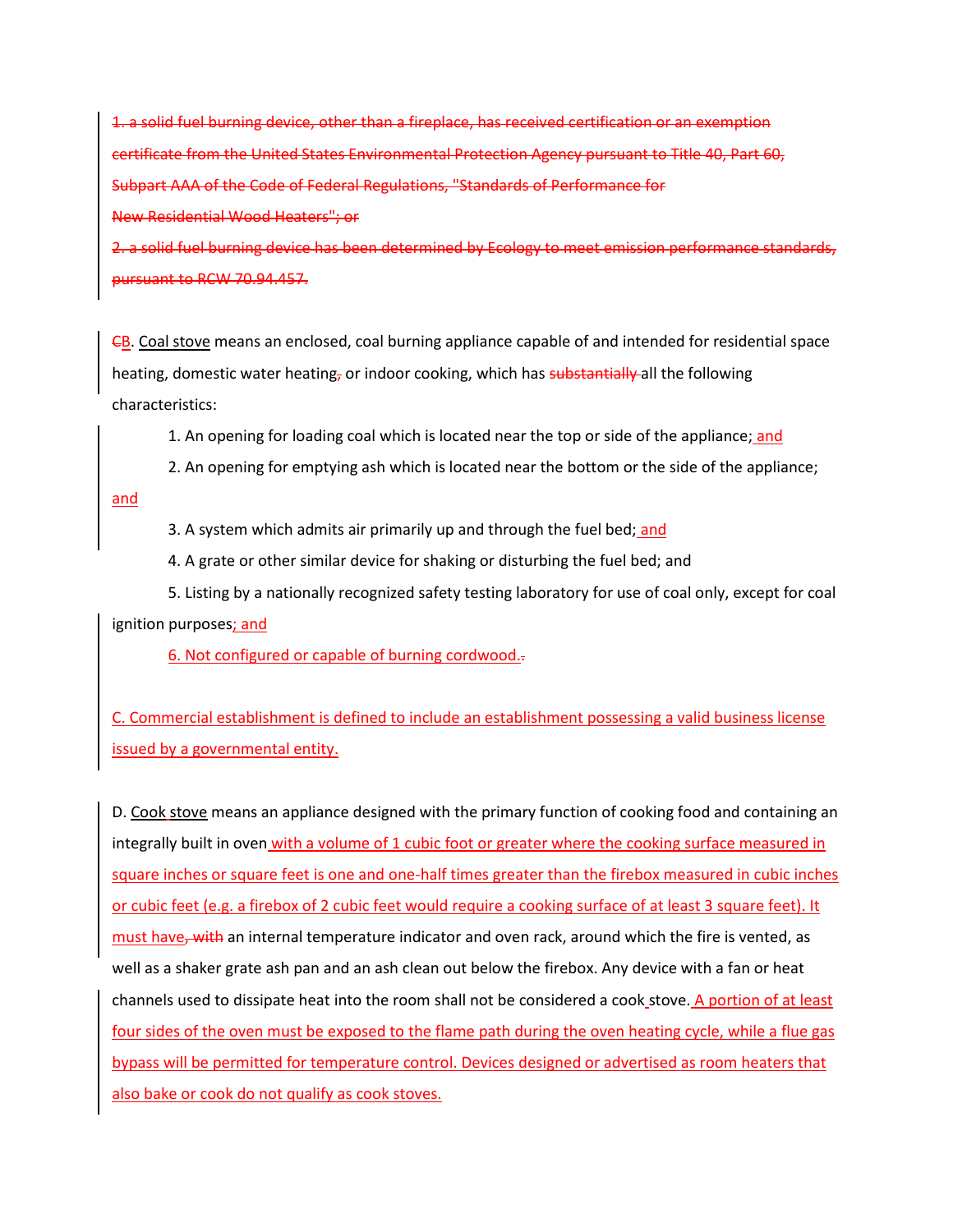~~1. a solid fuel burning device, other than a fireplace, has received certification or an exemption certificate from the United States Environmental Protection Agency pursuant to Title 40, Part 60, Subpart AAA of the Code of Federal Regulations, "Standards of Performance for New Residential Wood Heaters"; or~~

~~2. a solid fuel burning device has been determined by Ecology to meet emission performance standards, pursuant to RCW 70.94.457.~~

~~C~~B. Coal stove means an enclosed, coal burning appliance capable of and intended for residential space heating, domestic water heating~~,~~ or indoor cooking, which has ~~substantially~~ all the following characteristics:

1. An opening for loading coal which is located near the top or side of the appliance; and
2. An opening for emptying ash which is located near the bottom or the side of the appliance; and
3. A system which admits air primarily up and through the fuel bed; and
4. A grate or other similar device for shaking or disturbing the fuel bed; and
5. Listing by a nationally recognized safety testing laboratory for use of coal only, except for coal ignition purposes; and
6. Not configured or capable of burning cordwood.~~.~~

C. Commercial establishment is defined to include an establishment possessing a valid business license issued by a governmental entity.

D. Cook stove means an appliance designed with the primary function of cooking food and containing an integrally built in oven with a volume of 1 cubic foot or greater where the cooking surface measured in square inches or square feet is one and one-half times greater than the firebox measured in cubic inches or cubic feet (e.g. a firebox of 2 cubic feet would require a cooking surface of at least 3 square feet). It must have~~, with~~ an internal temperature indicator and oven rack, around which the fire is vented, as well as a shaker grate ash pan and an ash clean out below the firebox. Any device with a fan or heat channels used to dissipate heat into the room shall not be considered a cook stove. A portion of at least four sides of the oven must be exposed to the flame path during the oven heating cycle, while a flue gas bypass will be permitted for temperature control. Devices designed or advertised as room heaters that also bake or cook do not qualify as cook stoves.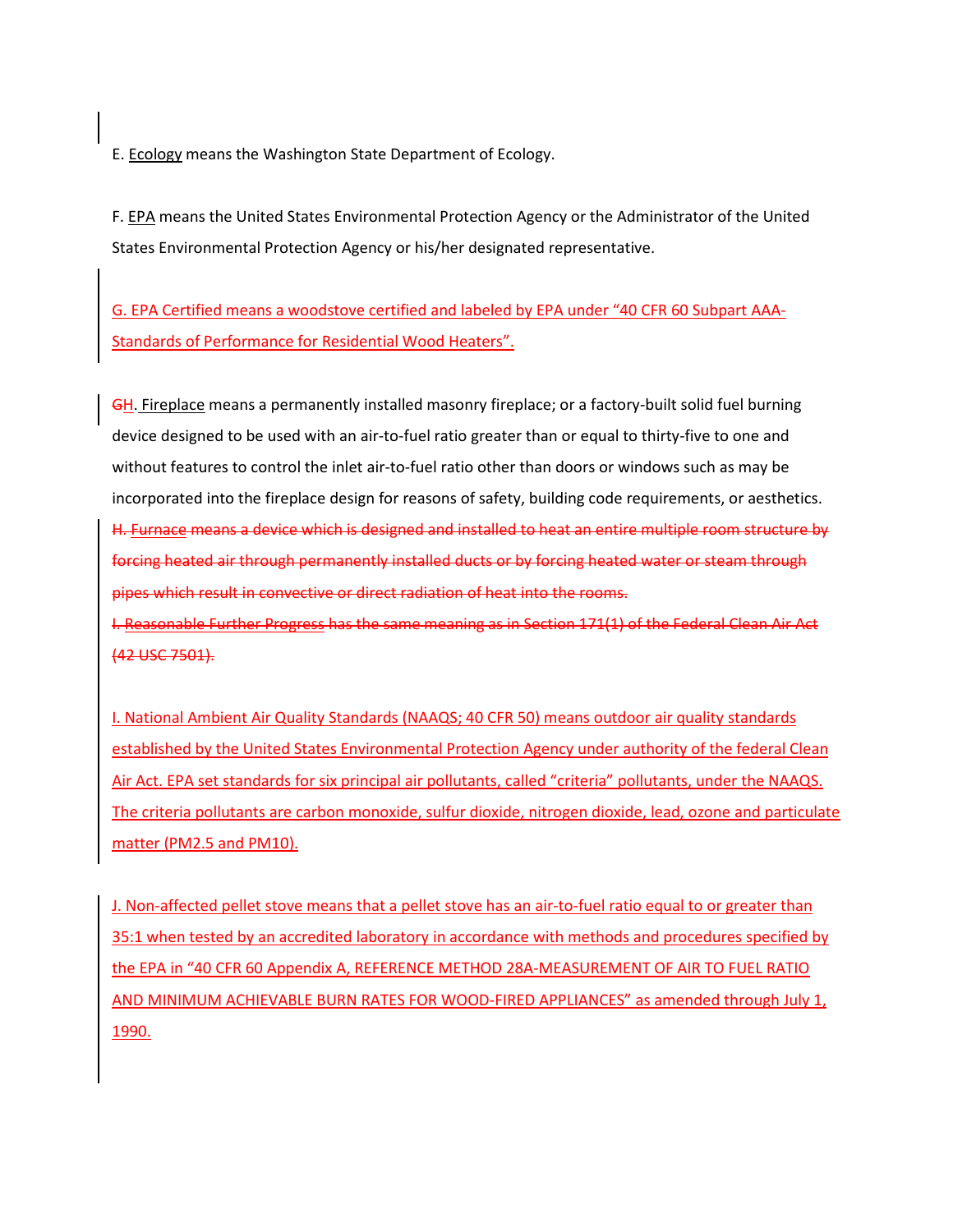E. Ecology means the Washington State Department of Ecology.

F. EPA means the United States Environmental Protection Agency or the Administrator of the United States Environmental Protection Agency or his/her designated representative.

G. EPA Certified means a woodstove certified and labeled by EPA under "40 CFR 60 Subpart AAA-Standards of Performance for Residential Wood Heaters".

~~G~~H. Fireplace means a permanently installed masonry fireplace; or a factory-built solid fuel burning device designed to be used with an air-to-fuel ratio greater than or equal to thirty-five to one and without features to control the inlet air-to-fuel ratio other than doors or windows such as may be incorporated into the fireplace design for reasons of safety, building code requirements, or aesthetics.

~~H. Furnace means a device which is designed and installed to heat an entire multiple room structure by forcing heated air through permanently installed ducts or by forcing heated water or steam through pipes which result in convective or direct radiation of heat into the rooms.~~

~~I. Reasonable Further Progress has the same meaning as in Section 171(1) of the Federal Clean Air Act (42 USC 7501).~~

I. National Ambient Air Quality Standards (NAAQS; 40 CFR 50) means outdoor air quality standards established by the United States Environmental Protection Agency under authority of the federal Clean Air Act. EPA set standards for six principal air pollutants, called "criteria" pollutants, under the NAAQS. The criteria pollutants are carbon monoxide, sulfur dioxide, nitrogen dioxide, lead, ozone and particulate matter (PM2.5 and PM10).

J. Non-affected pellet stove means that a pellet stove has an air-to-fuel ratio equal to or greater than 35:1 when tested by an accredited laboratory in accordance with methods and procedures specified by the EPA in "40 CFR 60 Appendix A, REFERENCE METHOD 28A-MEASUREMENT OF AIR TO FUEL RATIO AND MINIMUM ACHIEVABLE BURN RATES FOR WOOD-FIRED APPLIANCES" as amended through July 1, 1990.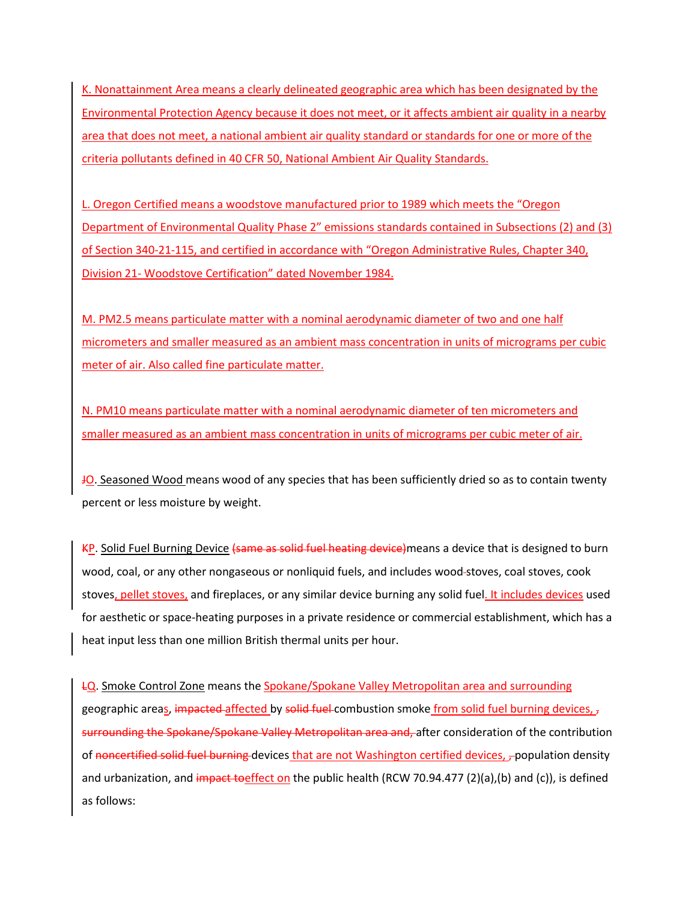K. Nonattainment Area means a clearly delineated geographic area which has been designated by the Environmental Protection Agency because it does not meet, or it affects ambient air quality in a nearby area that does not meet, a national ambient air quality standard or standards for one or more of the criteria pollutants defined in 40 CFR 50, National Ambient Air Quality Standards.

L. Oregon Certified means a woodstove manufactured prior to 1989 which meets the "Oregon Department of Environmental Quality Phase 2" emissions standards contained in Subsections (2) and (3) of Section 340-21-115, and certified in accordance with "Oregon Administrative Rules, Chapter 340, Division 21- Woodstove Certification" dated November 1984.

M. PM2.5 means particulate matter with a nominal aerodynamic diameter of two and one half micrometers and smaller measured as an ambient mass concentration in units of micrograms per cubic meter of air. Also called fine particulate matter.

N. PM10 means particulate matter with a nominal aerodynamic diameter of ten micrometers and smaller measured as an ambient mass concentration in units of micrograms per cubic meter of air.

~~J~~O. Seasoned Wood means wood of any species that has been sufficiently dried so as to contain twenty percent or less moisture by weight.

~~K~~P. Solid Fuel Burning Device ~~(same as solid fuel heating device)~~means a device that is designed to burn wood, coal, or any other nongaseous or nonliquid fuels, and includes wood~~-~~stoves, coal stoves, cook stoves, pellet stoves, and fireplaces, or any similar device burning any solid fuel. It includes devices used for aesthetic or space-heating purposes in a private residence or commercial establishment, which has a heat input less than one million British thermal units per hour.

~~L~~Q. Smoke Control Zone means the Spokane/Spokane Valley Metropolitan area and surrounding geographic areas, ~~impacted~~ affected by ~~solid fuel~~ combustion smoke from solid fuel burning devices, ~~,~~ ~~surrounding the Spokane/Spokane Valley Metropolitan area and,~~ after consideration of the contribution of ~~noncertified solid fuel burning~~ devices that are not Washington certified devices, ~~,~~ population density and urbanization, and ~~impact to~~effect on the public health (RCW 70.94.477 (2)(a),(b) and (c)), is defined as follows: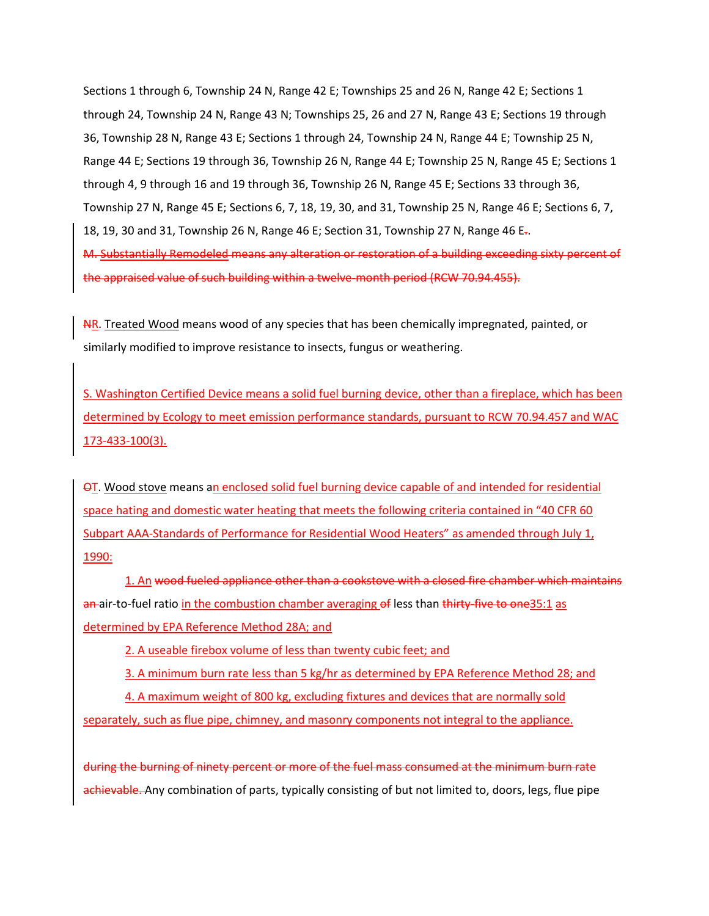Sections 1 through 6, Township 24 N, Range 42 E; Townships 25 and 26 N, Range 42 E; Sections 1 through 24, Township 24 N, Range 43 N; Townships 25, 26 and 27 N, Range 43 E; Sections 19 through 36, Township 28 N, Range 43 E; Sections 1 through 24, Township 24 N, Range 44 E; Township 25 N, Range 44 E; Sections 19 through 36, Township 26 N, Range 44 E; Township 25 N, Range 45 E; Sections 1 through 4, 9 through 16 and 19 through 36, Township 26 N, Range 45 E; Sections 33 through 36, Township 27 N, Range 45 E; Sections 6, 7, 18, 19, 30, and 31, Township 25 N, Range 46 E; Sections 6, 7, 18, 19, 30 and 31, Township 26 N, Range 46 E; Section 31, Township 27 N, Range 46 E~~.~~.

~~M. Substantially Remodeled means any alteration or restoration of a building exceeding sixty percent of the appraised value of such building within a twelve-month period (RCW 70.94.455).~~

~~N~~R. Treated Wood means wood of any species that has been chemically impregnated, painted, or similarly modified to improve resistance to insects, fungus or weathering.

S. Washington Certified Device means a solid fuel burning device, other than a fireplace, which has been determined by Ecology to meet emission performance standards, pursuant to RCW 70.94.457 and WAC 173-433-100(3).

~~O~~T. Wood stove means an enclosed solid fuel burning device capable of and intended for residential space hating and domestic water heating that meets the following criteria contained in "40 CFR 60 Subpart AAA-Standards of Performance for Residential Wood Heaters" as amended through July 1, 1990:

1. An ~~wood fueled appliance other than a cookstove with a closed fire chamber which maintains an~~ air-to-fuel ratio in the combustion chamber averaging ~~of~~ less than ~~thirty-five to one~~35:1 as determined by EPA Reference Method 28A; and

2. A useable firebox volume of less than twenty cubic feet; and

3. A minimum burn rate less than 5 kg/hr as determined by EPA Reference Method 28; and

4. A maximum weight of 800 kg, excluding fixtures and devices that are normally sold separately, such as flue pipe, chimney, and masonry components not integral to the appliance.

~~during the burning of ninety percent or more of the fuel mass consumed at the minimum burn rate achievable.~~ Any combination of parts, typically consisting of but not limited to, doors, legs, flue pipe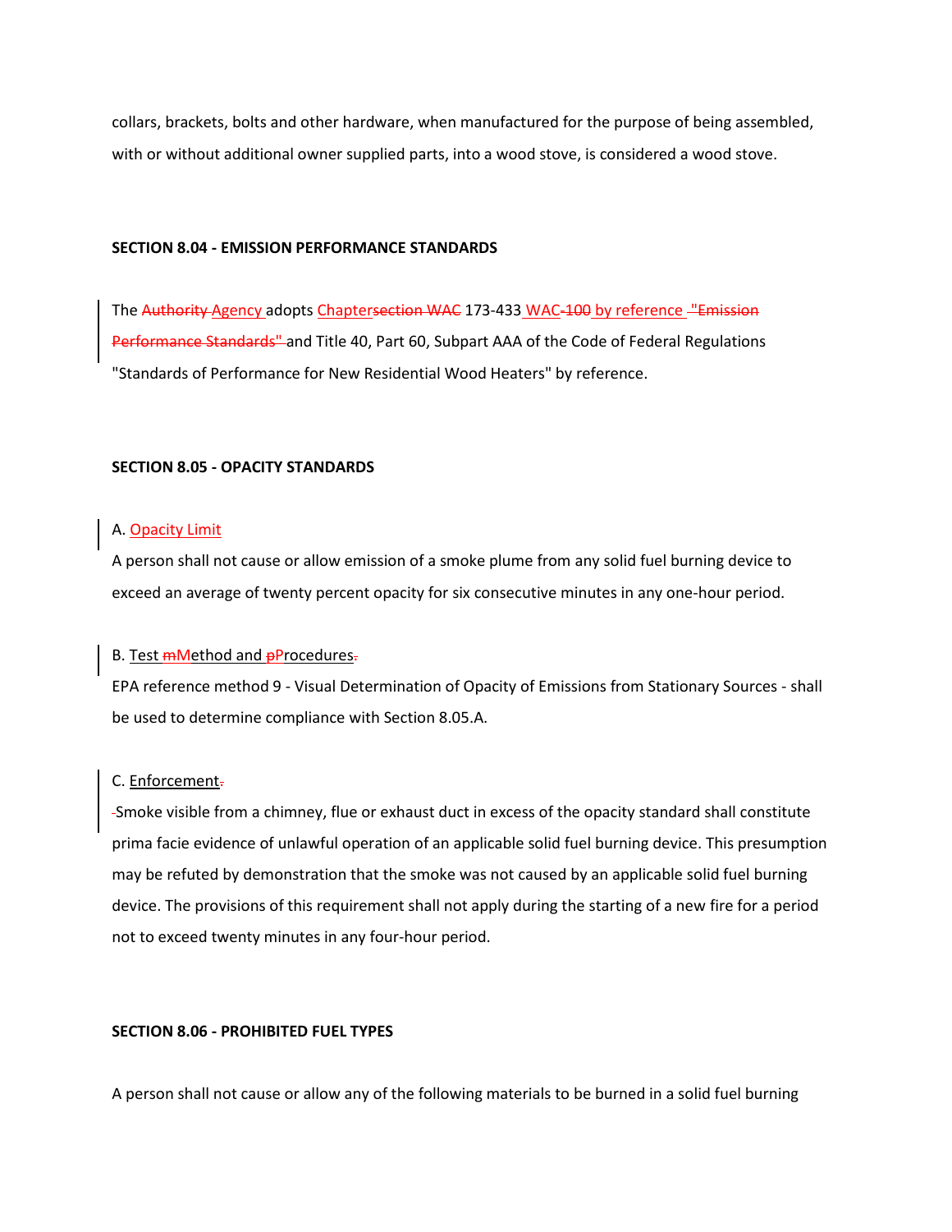collars, brackets, bolts and other hardware, when manufactured for the purpose of being assembled, with or without additional owner supplied parts, into a wood stove, is considered a wood stove.

**SECTION 8.04 - EMISSION PERFORMANCE STANDARDS**

The ~~Authority~~ Agency adopts Chapter~~section WAC~~ 173-433 WAC~~-100~~ by reference ~~"Emission Performance Standards"~~ and Title 40, Part 60, Subpart AAA of the Code of Federal Regulations "Standards of Performance for New Residential Wood Heaters" by reference.

**SECTION 8.05 - OPACITY STANDARDS**

A. Opacity Limit

A person shall not cause or allow emission of a smoke plume from any solid fuel burning device to exceed an average of twenty percent opacity for six consecutive minutes in any one-hour period.

B. Test ~~m~~Method and ~~p~~Procedures~~.~~

EPA reference method 9 - Visual Determination of Opacity of Emissions from Stationary Sources - shall be used to determine compliance with Section 8.05.A.

C. Enforcement~~.~~

~~-~~Smoke visible from a chimney, flue or exhaust duct in excess of the opacity standard shall constitute prima facie evidence of unlawful operation of an applicable solid fuel burning device. This presumption may be refuted by demonstration that the smoke was not caused by an applicable solid fuel burning device. The provisions of this requirement shall not apply during the starting of a new fire for a period not to exceed twenty minutes in any four-hour period.

**SECTION 8.06 - PROHIBITED FUEL TYPES**

A person shall not cause or allow any of the following materials to be burned in a solid fuel burning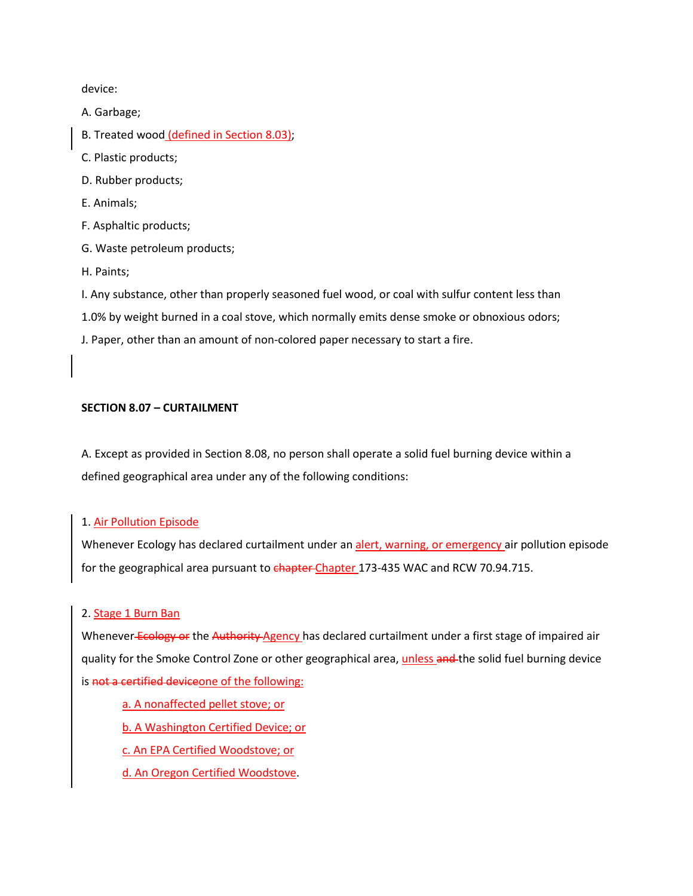device:

A. Garbage;

B. Treated wood (defined in Section 8.03);

C. Plastic products;

D. Rubber products;

E. Animals;

F. Asphaltic products;

G. Waste petroleum products;

H. Paints;

I. Any substance, other than properly seasoned fuel wood, or coal with sulfur content less than 1.0% by weight burned in a coal stove, which normally emits dense smoke or obnoxious odors;

J. Paper, other than an amount of non-colored paper necessary to start a fire.

**SECTION 8.07 – CURTAILMENT**

A. Except as provided in Section 8.08, no person shall operate a solid fuel burning device within a defined geographical area under any of the following conditions:

1. Air Pollution Episode

Whenever Ecology has declared curtailment under an alert, warning, or emergency air pollution episode for the geographical area pursuant to ~~chapter~~ Chapter 173-435 WAC and RCW 70.94.715.

2. Stage 1 Burn Ban

Whenever ~~Ecology or~~ the ~~Authority~~ Agency has declared curtailment under a first stage of impaired air quality for the Smoke Control Zone or other geographical area, unless ~~and~~ the solid fuel burning device is ~~not a certified device~~one of the following:

a. A nonaffected pellet stove; or

b. A Washington Certified Device; or

c. An EPA Certified Woodstove; or

d. An Oregon Certified Woodstove.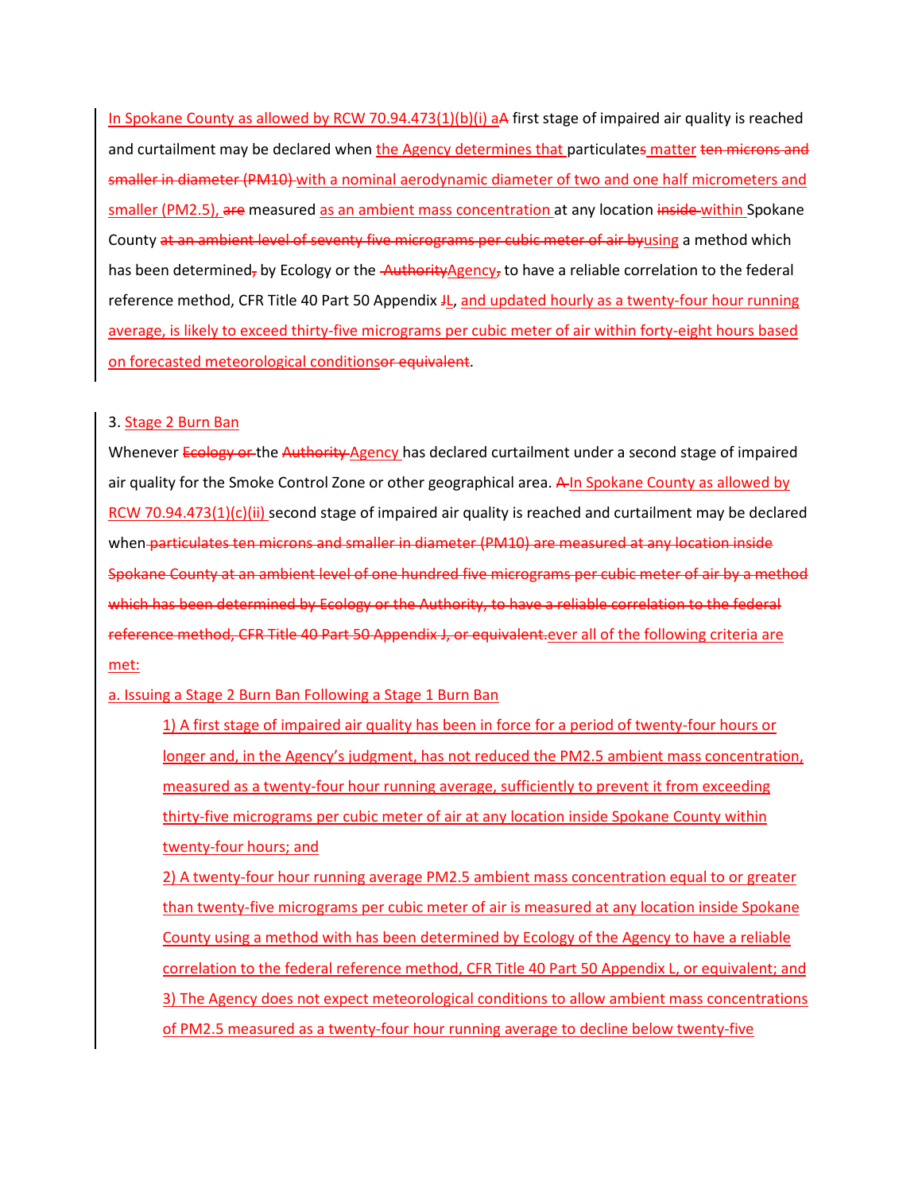In Spokane County as allowed by RCW 70.94.473(1)(b)(i) aA first stage of impaired air quality is reached and curtailment may be declared when the Agency determines that particulates matter ten microns and smaller in diameter (PM10) with a nominal aerodynamic diameter of two and one half micrometers and smaller (PM2.5), are measured as an ambient mass concentration at any location inside within Spokane County at an ambient level of seventy five micrograms per cubic meter of air byusing a method which has been determined, by Ecology or the AuthorityAgency, to have a reliable correlation to the federal reference method, CFR Title 40 Part 50 Appendix JL, and updated hourly as a twenty-four hour running average, is likely to exceed thirty-five micrograms per cubic meter of air within forty-eight hours based on forecasted meteorological conditionsor equivalent.

3. Stage 2 Burn Ban

Whenever Ecology or the Authority Agency has declared curtailment under a second stage of impaired air quality for the Smoke Control Zone or other geographical area. A In Spokane County as allowed by RCW 70.94.473(1)(c)(ii) second stage of impaired air quality is reached and curtailment may be declared when particulates ten microns and smaller in diameter (PM10) are measured at any location inside Spokane County at an ambient level of one hundred five micrograms per cubic meter of air by a method which has been determined by Ecology or the Authority, to have a reliable correlation to the federal reference method, CFR Title 40 Part 50 Appendix J, or equivalent.ever all of the following criteria are met:

a. Issuing a Stage 2 Burn Ban Following a Stage 1 Burn Ban

1) A first stage of impaired air quality has been in force for a period of twenty-four hours or longer and, in the Agency's judgment, has not reduced the PM2.5 ambient mass concentration, measured as a twenty-four hour running average, sufficiently to prevent it from exceeding thirty-five micrograms per cubic meter of air at any location inside Spokane County within twenty-four hours; and

2) A twenty-four hour running average PM2.5 ambient mass concentration equal to or greater than twenty-five micrograms per cubic meter of air is measured at any location inside Spokane County using a method with has been determined by Ecology of the Agency to have a reliable correlation to the federal reference method, CFR Title 40 Part 50 Appendix L, or equivalent; and

3) The Agency does not expect meteorological conditions to allow ambient mass concentrations of PM2.5 measured as a twenty-four hour running average to decline below twenty-five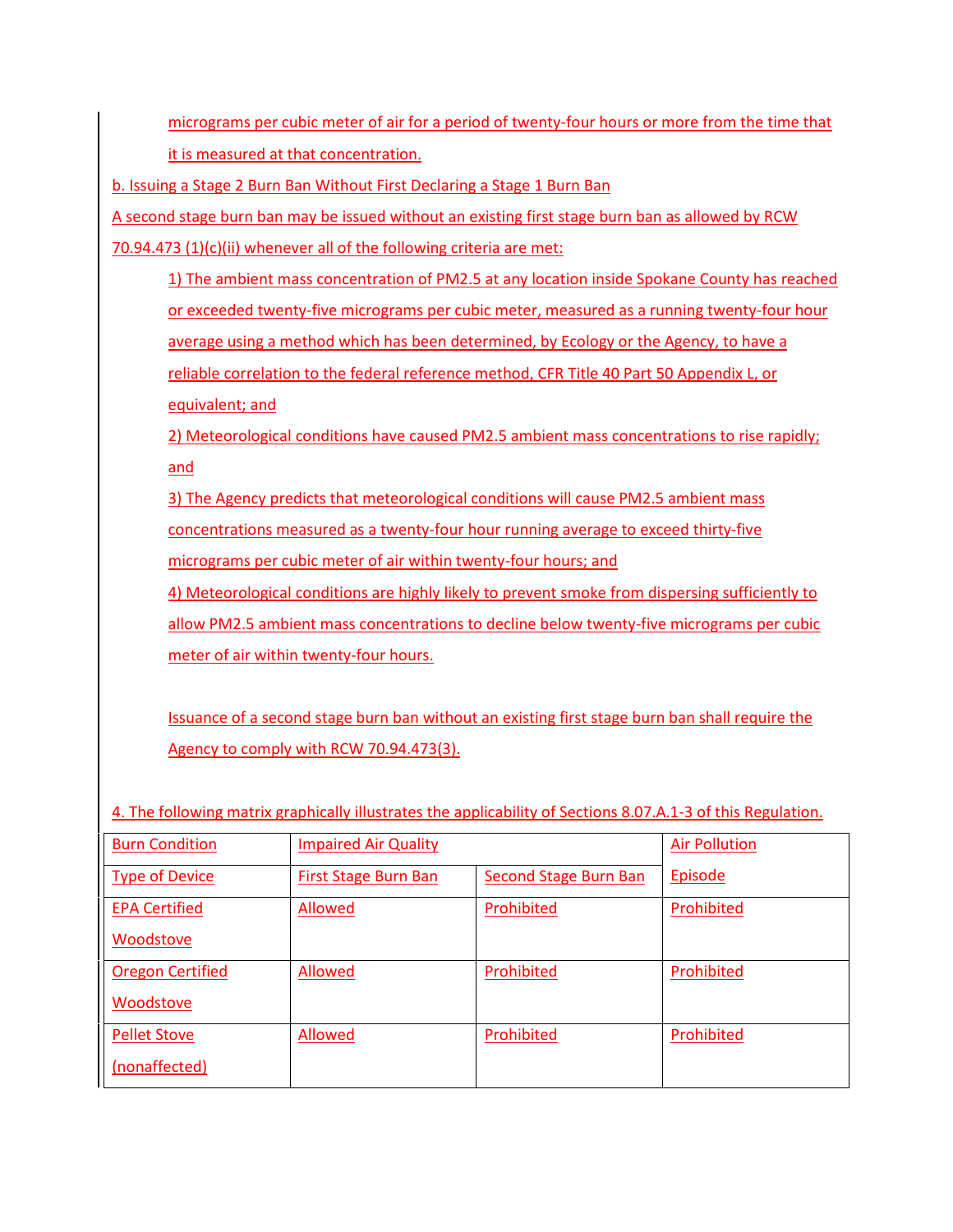micrograms per cubic meter of air for a period of twenty-four hours or more from the time that it is measured at that concentration.

b. Issuing a Stage 2 Burn Ban Without First Declaring a Stage 1 Burn Ban

A second stage burn ban may be issued without an existing first stage burn ban as allowed by RCW 70.94.473 (1)(c)(ii) whenever all of the following criteria are met:

1) The ambient mass concentration of PM2.5 at any location inside Spokane County has reached or exceeded twenty-five micrograms per cubic meter, measured as a running twenty-four hour average using a method which has been determined, by Ecology or the Agency, to have a reliable correlation to the federal reference method, CFR Title 40 Part 50 Appendix L, or equivalent; and

2) Meteorological conditions have caused PM2.5 ambient mass concentrations to rise rapidly; and

3) The Agency predicts that meteorological conditions will cause PM2.5 ambient mass concentrations measured as a twenty-four hour running average to exceed thirty-five micrograms per cubic meter of air within twenty-four hours; and

4) Meteorological conditions are highly likely to prevent smoke from dispersing sufficiently to allow PM2.5 ambient mass concentrations to decline below twenty-five micrograms per cubic meter of air within twenty-four hours.

Issuance of a second stage burn ban without an existing first stage burn ban shall require the Agency to comply with RCW 70.94.473(3).

4. The following matrix graphically illustrates the applicability of Sections 8.07.A.1-3 of this Regulation.

| Burn Condition | Impaired Air Quality | | Air Pollution Episode |
|---|---|---|---|
| Type of Device | First Stage Burn Ban | Second Stage Burn Ban | |
| EPA Certified Woodstove | Allowed | Prohibited | Prohibited |
| Oregon Certified Woodstove | Allowed | Prohibited | Prohibited |
| Pellet Stove (nonaffected) | Allowed | Prohibited | Prohibited |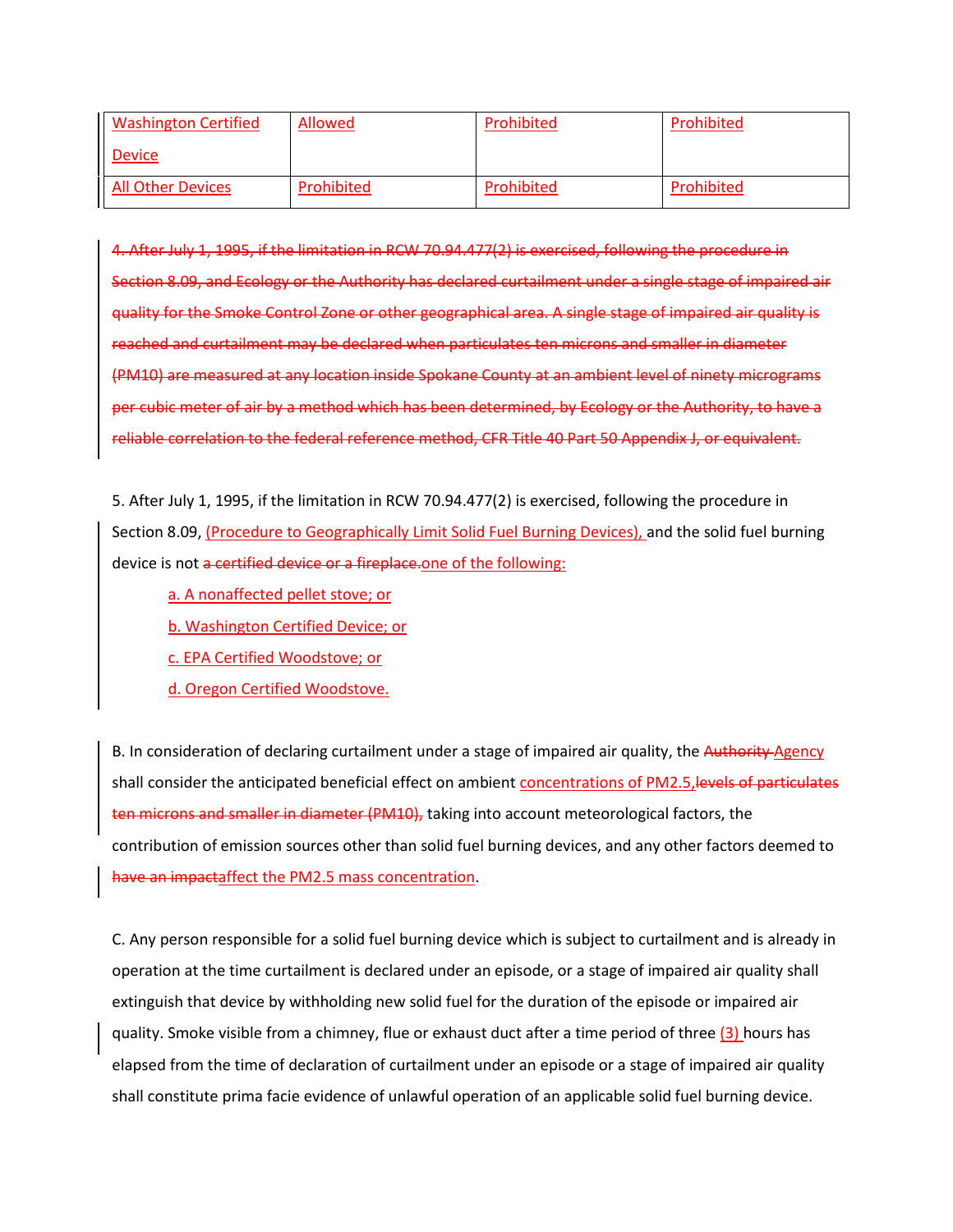| Washington Certified Device | Allowed | Prohibited | Prohibited |
| --- | --- | --- | --- |
| All Other Devices | Prohibited | Prohibited | Prohibited |

~~4. After July 1, 1995, if the limitation in RCW 70.94.477(2) is exercised, following the procedure in Section 8.09, and Ecology or the Authority has declared curtailment under a single stage of impaired air quality for the Smoke Control Zone or other geographical area. A single stage of impaired air quality is reached and curtailment may be declared when particulates ten microns and smaller in diameter (PM10) are measured at any location inside Spokane County at an ambient level of ninety micrograms per cubic meter of air by a method which has been determined, by Ecology or the Authority, to have a reliable correlation to the federal reference method, CFR Title 40 Part 50 Appendix J, or equivalent.~~

5. After July 1, 1995, if the limitation in RCW 70.94.477(2) is exercised, following the procedure in Section 8.09, (Procedure to Geographically Limit Solid Fuel Burning Devices), and the solid fuel burning device is not ~~a certified device or a fireplace.~~one of the following:

   a. A nonaffected pellet stove; or

   b. Washington Certified Device; or

   c. EPA Certified Woodstove; or

   d. Oregon Certified Woodstove.

B. In consideration of declaring curtailment under a stage of impaired air quality, the ~~Authority~~ Agency shall consider the anticipated beneficial effect on ambient concentrations of PM2.5,~~levels of particulates ten microns and smaller in diameter (PM10),~~ taking into account meteorological factors, the contribution of emission sources other than solid fuel burning devices, and any other factors deemed to ~~have an impact~~affect the PM2.5 mass concentration.

C. Any person responsible for a solid fuel burning device which is subject to curtailment and is already in operation at the time curtailment is declared under an episode, or a stage of impaired air quality shall extinguish that device by withholding new solid fuel for the duration of the episode or impaired air quality. Smoke visible from a chimney, flue or exhaust duct after a time period of three (3) hours has elapsed from the time of declaration of curtailment under an episode or a stage of impaired air quality shall constitute prima facie evidence of unlawful operation of an applicable solid fuel burning device.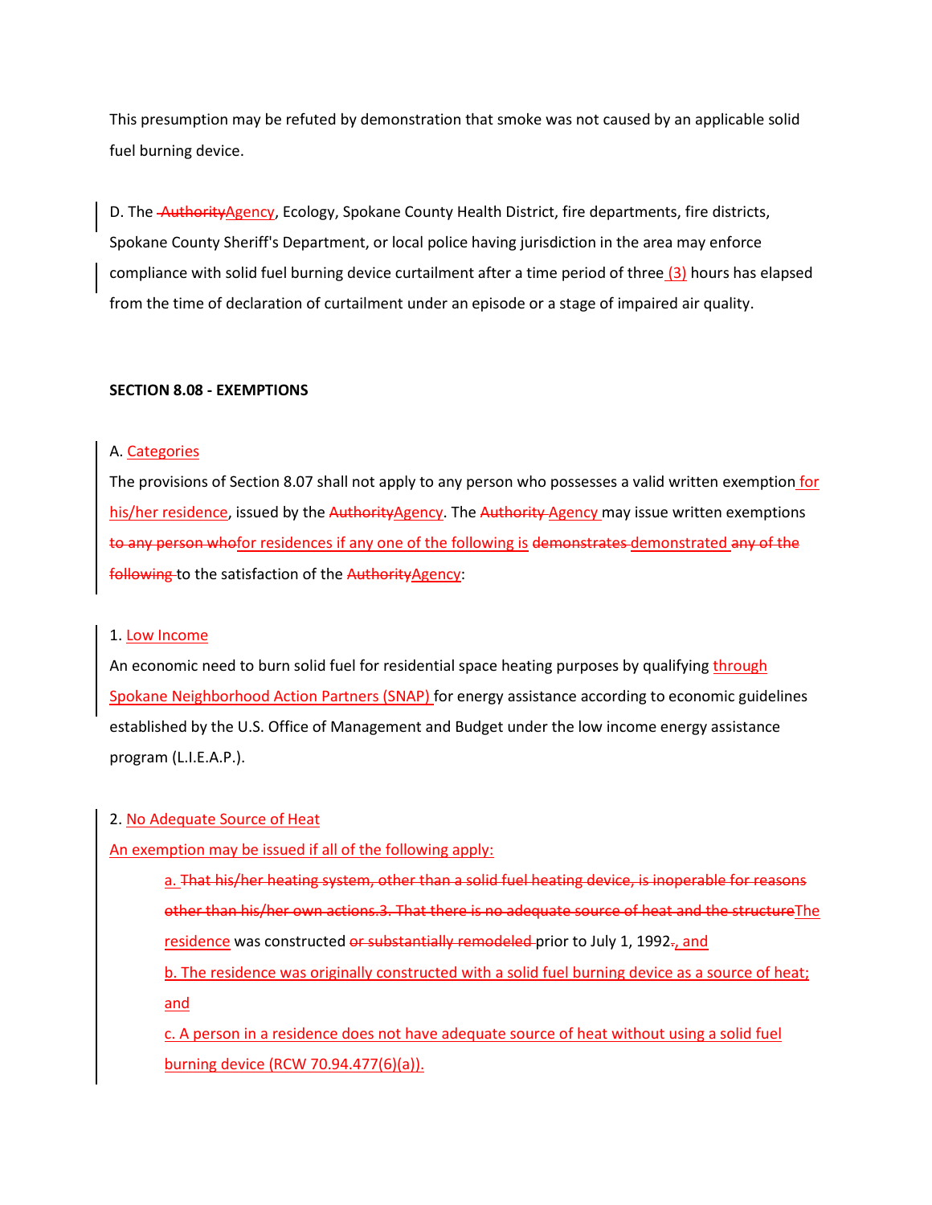This presumption may be refuted by demonstration that smoke was not caused by an applicable solid fuel burning device.

D. The ~~Authority~~Agency, Ecology, Spokane County Health District, fire departments, fire districts, Spokane County Sheriff's Department, or local police having jurisdiction in the area may enforce compliance with solid fuel burning device curtailment after a time period of three (3) hours has elapsed from the time of declaration of curtailment under an episode or a stage of impaired air quality.

**SECTION 8.08 - EXEMPTIONS**

A. Categories

The provisions of Section 8.07 shall not apply to any person who possesses a valid written exemption for his/her residence, issued by the ~~Authority~~Agency. The ~~Authority~~ Agency may issue written exemptions ~~to any person who~~for residences if any one of the following is ~~demonstrates~~ demonstrated ~~any of the following~~ to the satisfaction of the ~~Authority~~Agency:

1. Low Income

An economic need to burn solid fuel for residential space heating purposes by qualifying through Spokane Neighborhood Action Partners (SNAP) for energy assistance according to economic guidelines established by the U.S. Office of Management and Budget under the low income energy assistance program (L.I.E.A.P.).

2. No Adequate Source of Heat

An exemption may be issued if all of the following apply:

a. ~~That his/her heating system, other than a solid fuel heating device, is inoperable for reasons other than his/her own actions.3. That there is no adequate source of heat and the structure~~The residence was constructed ~~or substantially remodeled~~ prior to July 1, 1992~~.~~, and

b. The residence was originally constructed with a solid fuel burning device as a source of heat; and

c. A person in a residence does not have adequate source of heat without using a solid fuel burning device (RCW 70.94.477(6)(a)).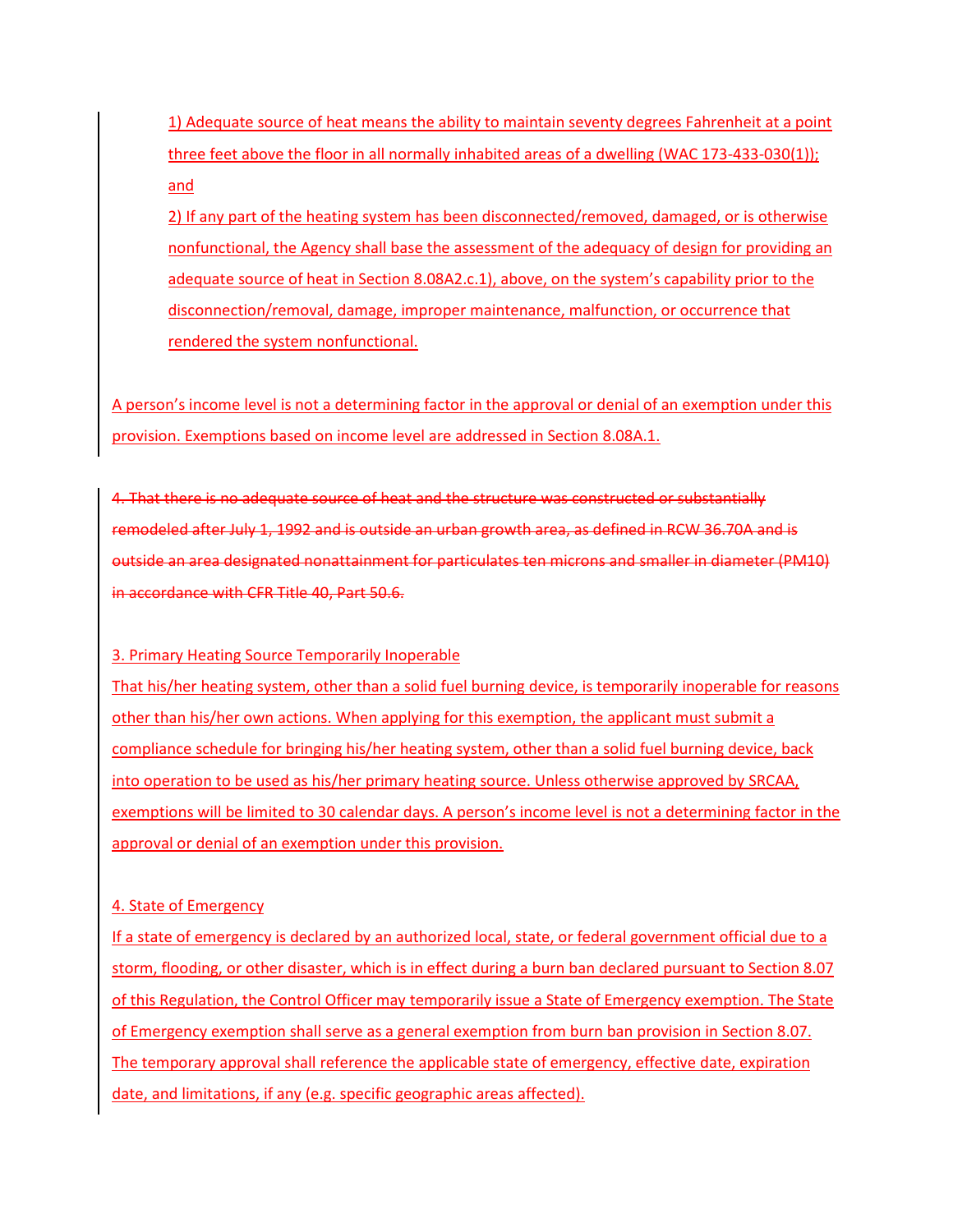1) Adequate source of heat means the ability to maintain seventy degrees Fahrenheit at a point three feet above the floor in all normally inhabited areas of a dwelling (WAC 173-433-030(1)); and

2) If any part of the heating system has been disconnected/removed, damaged, or is otherwise nonfunctional, the Agency shall base the assessment of the adequacy of design for providing an adequate source of heat in Section 8.08A2.c.1), above, on the system's capability prior to the disconnection/removal, damage, improper maintenance, malfunction, or occurrence that rendered the system nonfunctional.

A person's income level is not a determining factor in the approval or denial of an exemption under this provision. Exemptions based on income level are addressed in Section 8.08A.1.

~~4. That there is no adequate source of heat and the structure was constructed or substantially remodeled after July 1, 1992 and is outside an urban growth area, as defined in RCW 36.70A and is outside an area designated nonattainment for particulates ten microns and smaller in diameter (PM10) in accordance with CFR Title 40, Part 50.6.~~

3. Primary Heating Source Temporarily Inoperable

That his/her heating system, other than a solid fuel burning device, is temporarily inoperable for reasons other than his/her own actions. When applying for this exemption, the applicant must submit a compliance schedule for bringing his/her heating system, other than a solid fuel burning device, back into operation to be used as his/her primary heating source. Unless otherwise approved by SRCAA, exemptions will be limited to 30 calendar days. A person's income level is not a determining factor in the approval or denial of an exemption under this provision.

4. State of Emergency

If a state of emergency is declared by an authorized local, state, or federal government official due to a storm, flooding, or other disaster, which is in effect during a burn ban declared pursuant to Section 8.07 of this Regulation, the Control Officer may temporarily issue a State of Emergency exemption. The State of Emergency exemption shall serve as a general exemption from burn ban provision in Section 8.07. The temporary approval shall reference the applicable state of emergency, effective date, expiration date, and limitations, if any (e.g. specific geographic areas affected).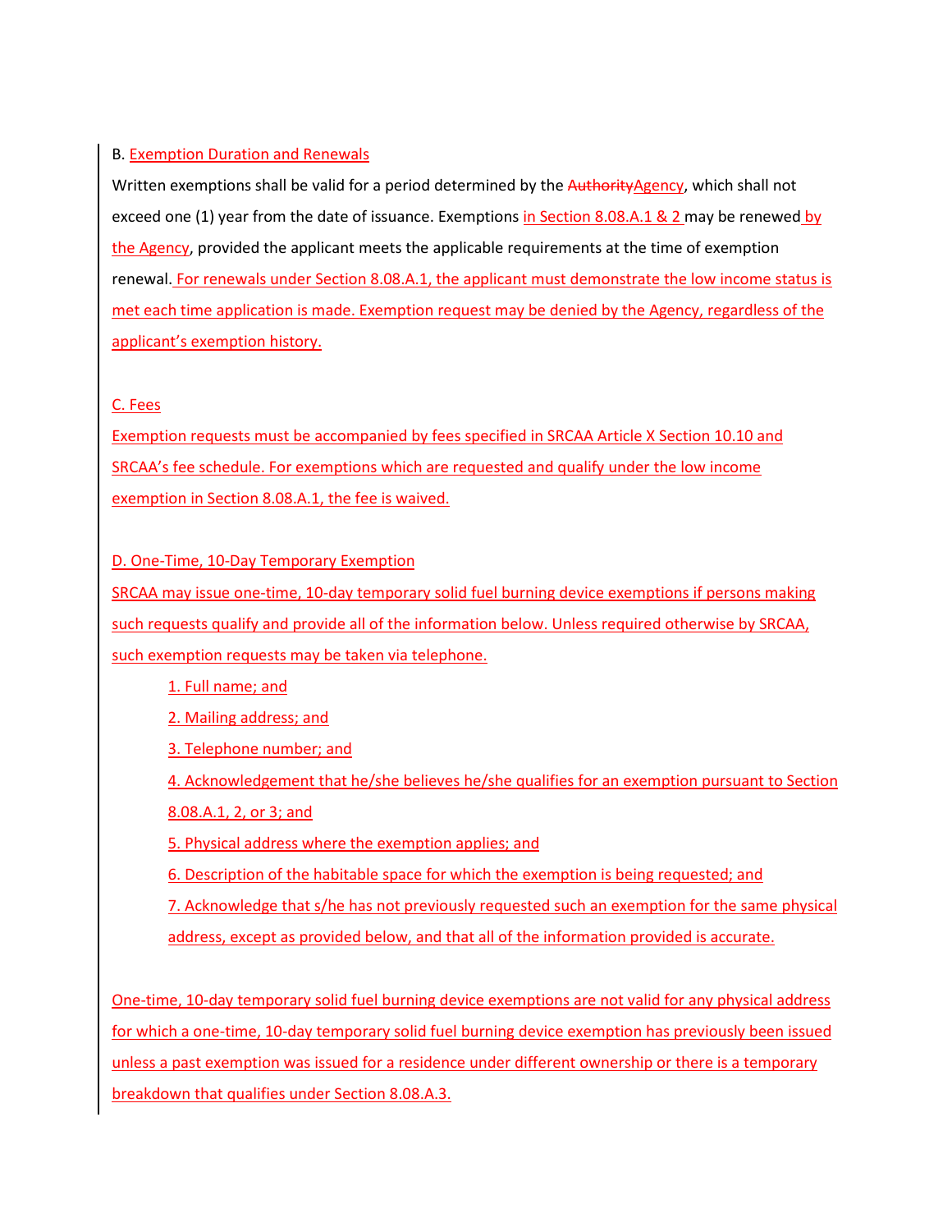B. Exemption Duration and Renewals

Written exemptions shall be valid for a period determined by the ~~Authority~~Agency, which shall not exceed one (1) year from the date of issuance. Exemptions in Section 8.08.A.1 & 2 may be renewed by the Agency, provided the applicant meets the applicable requirements at the time of exemption renewal. For renewals under Section 8.08.A.1, the applicant must demonstrate the low income status is met each time application is made. Exemption request may be denied by the Agency, regardless of the applicant's exemption history.

C. Fees

Exemption requests must be accompanied by fees specified in SRCAA Article X Section 10.10 and SRCAA's fee schedule. For exemptions which are requested and qualify under the low income exemption in Section 8.08.A.1, the fee is waived.

D. One-Time, 10-Day Temporary Exemption

SRCAA may issue one-time, 10-day temporary solid fuel burning device exemptions if persons making such requests qualify and provide all of the information below. Unless required otherwise by SRCAA, such exemption requests may be taken via telephone.

1. Full name; and
2. Mailing address; and
3. Telephone number; and
4. Acknowledgement that he/she believes he/she qualifies for an exemption pursuant to Section 8.08.A.1, 2, or 3; and
5. Physical address where the exemption applies; and
6. Description of the habitable space for which the exemption is being requested; and
7. Acknowledge that s/he has not previously requested such an exemption for the same physical address, except as provided below, and that all of the information provided is accurate.

One-time, 10-day temporary solid fuel burning device exemptions are not valid for any physical address for which a one-time, 10-day temporary solid fuel burning device exemption has previously been issued unless a past exemption was issued for a residence under different ownership or there is a temporary breakdown that qualifies under Section 8.08.A.3.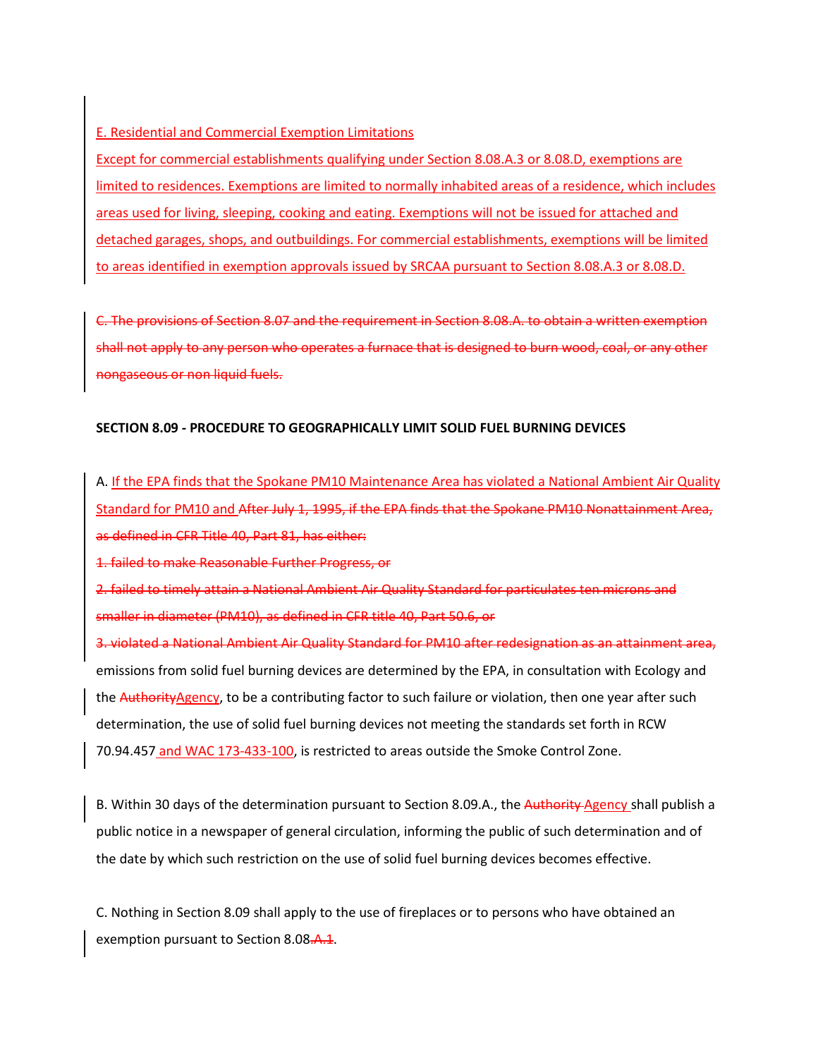E. Residential and Commercial Exemption Limitations

Except for commercial establishments qualifying under Section 8.08.A.3 or 8.08.D, exemptions are limited to residences. Exemptions are limited to normally inhabited areas of a residence, which includes areas used for living, sleeping, cooking and eating. Exemptions will not be issued for attached and detached garages, shops, and outbuildings. For commercial establishments, exemptions will be limited to areas identified in exemption approvals issued by SRCAA pursuant to Section 8.08.A.3 or 8.08.D.

~~C. The provisions of Section 8.07 and the requirement in Section 8.08.A. to obtain a written exemption shall not apply to any person who operates a furnace that is designed to burn wood, coal, or any other nongaseous or non liquid fuels.~~

**SECTION 8.09 - PROCEDURE TO GEOGRAPHICALLY LIMIT SOLID FUEL BURNING DEVICES**

A. If the EPA finds that the Spokane PM10 Maintenance Area has violated a National Ambient Air Quality Standard for PM10 and ~~After July 1, 1995, if the EPA finds that the Spokane PM10 Nonattainment Area, as defined in CFR Title 40, Part 81, has either:~~

~~1. failed to make Reasonable Further Progress, or~~

~~2. failed to timely attain a National Ambient Air Quality Standard for particulates ten microns and smaller in diameter (PM10), as defined in CFR title 40, Part 50.6, or~~

~~3. violated a National Ambient Air Quality Standard for PM10 after redesignation as an attainment area,~~ emissions from solid fuel burning devices are determined by the EPA, in consultation with Ecology and the ~~Authority~~Agency, to be a contributing factor to such failure or violation, then one year after such determination, the use of solid fuel burning devices not meeting the standards set forth in RCW 70.94.457 and WAC 173-433-100, is restricted to areas outside the Smoke Control Zone.

B. Within 30 days of the determination pursuant to Section 8.09.A., the ~~Authority~~ Agency shall publish a public notice in a newspaper of general circulation, informing the public of such determination and of the date by which such restriction on the use of solid fuel burning devices becomes effective.

C. Nothing in Section 8.09 shall apply to the use of fireplaces or to persons who have obtained an exemption pursuant to Section 8.08~~.A.1~~.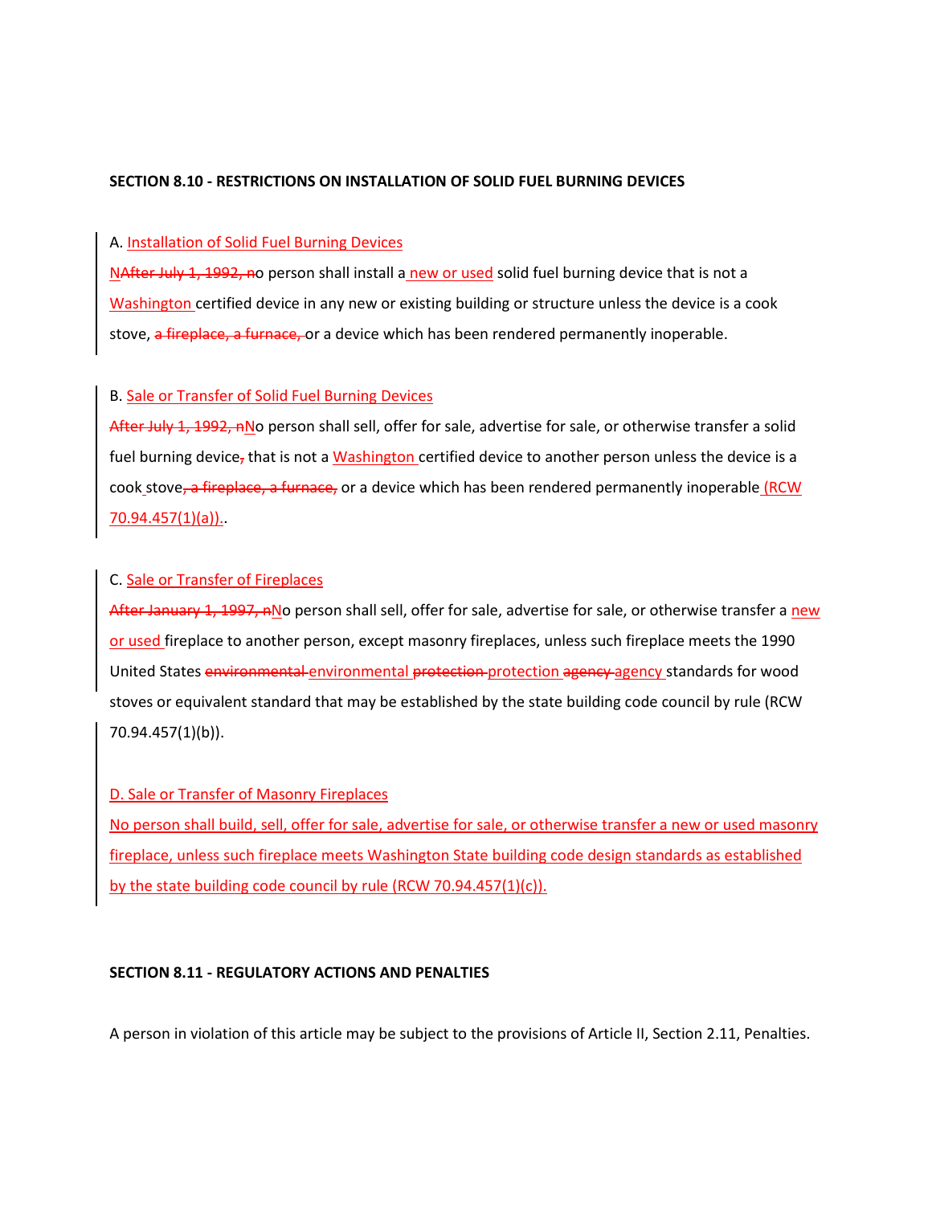**SECTION 8.10 - RESTRICTIONS ON INSTALLATION OF SOLID FUEL BURNING DEVICES**

A. Installation of Solid Fuel Burning Devices

NAfter July 1, 1992, no person shall install a new or used solid fuel burning device that is not a Washington certified device in any new or existing building or structure unless the device is a cook stove, a fireplace, a furnace, or a device which has been rendered permanently inoperable.

B. Sale or Transfer of Solid Fuel Burning Devices

After July 1, 1992, nNo person shall sell, offer for sale, advertise for sale, or otherwise transfer a solid fuel burning device, that is not a Washington certified device to another person unless the device is a cook stove, a fireplace, a furnace, or a device which has been rendered permanently inoperable (RCW 70.94.457(1)(a))..

C. Sale or Transfer of Fireplaces

After January 1, 1997, nNo person shall sell, offer for sale, advertise for sale, or otherwise transfer a new or used fireplace to another person, except masonry fireplaces, unless such fireplace meets the 1990 United States environmental environmental protection protection agency agency standards for wood stoves or equivalent standard that may be established by the state building code council by rule (RCW 70.94.457(1)(b)).

D. Sale or Transfer of Masonry Fireplaces

No person shall build, sell, offer for sale, advertise for sale, or otherwise transfer a new or used masonry fireplace, unless such fireplace meets Washington State building code design standards as established by the state building code council by rule (RCW 70.94.457(1)(c)).

**SECTION 8.11 - REGULATORY ACTIONS AND PENALTIES**

A person in violation of this article may be subject to the provisions of Article II, Section 2.11, Penalties.